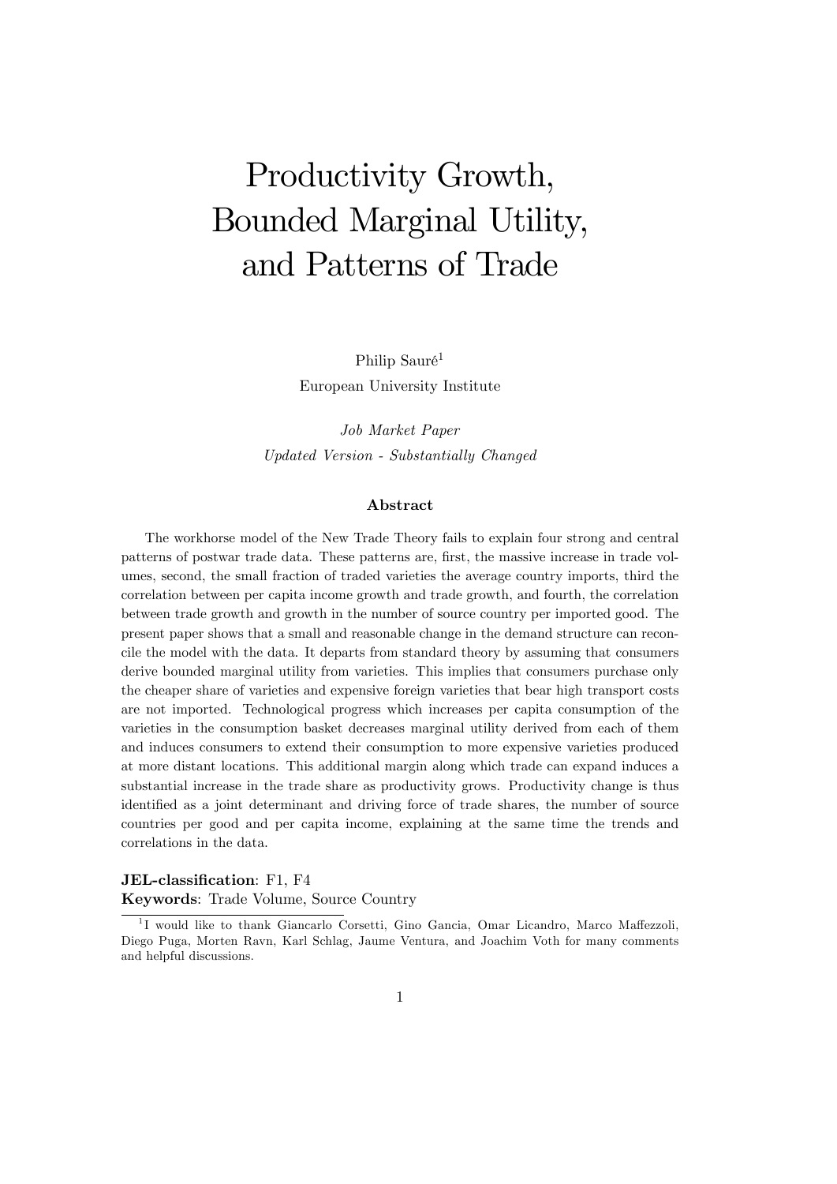# Productivity Growth, Bounded Marginal Utility, and Patterns of Trade

Philip Sauré[1]

European University Institute

*Job Market Paper*

*Updated Version - Substantially Changed*

### Abstract

The workhorse model of the New Trade Theory fails to explain four strong and central patterns of postwar trade data. These patterns are, first, the massive increase in trade volumes, second, the small fraction of traded varieties the average country imports, third the correlation between per capita income growth and trade growth, and fourth, the correlation between trade growth and growth in the number of source country per imported good. The present paper shows that a small and reasonable change in the demand structure can reconcile the model with the data. It departs from standard theory by assuming that consumers derive bounded marginal utility from varieties. This implies that consumers purchase only the cheaper share of varieties and expensive foreign varieties that bear high transport costs are not imported. Technological progress which increases per capita consumption of the varieties in the consumption basket decreases marginal utility derived from each of them and induces consumers to extend their consumption to more expensive varieties produced at more distant locations. This additional margin along which trade can expand induces a substantial increase in the trade share as productivity grows. Productivity change is thus identified as a joint determinant and driving force of trade shares, the number of source countries per good and per capita income, explaining at the same time the trends and correlations in the data.

**JEL-classification**: F1, F4

**Keywords**: Trade Volume, Source Country

[1] I would like to thank Giancarlo Corsetti, Gino Gancia, Omar Licandro, Marco Maffezzoli, Diego Puga, Morten Ravn, Karl Schlag, Jaume Ventura, and Joachim Voth for many comments and helpful discussions.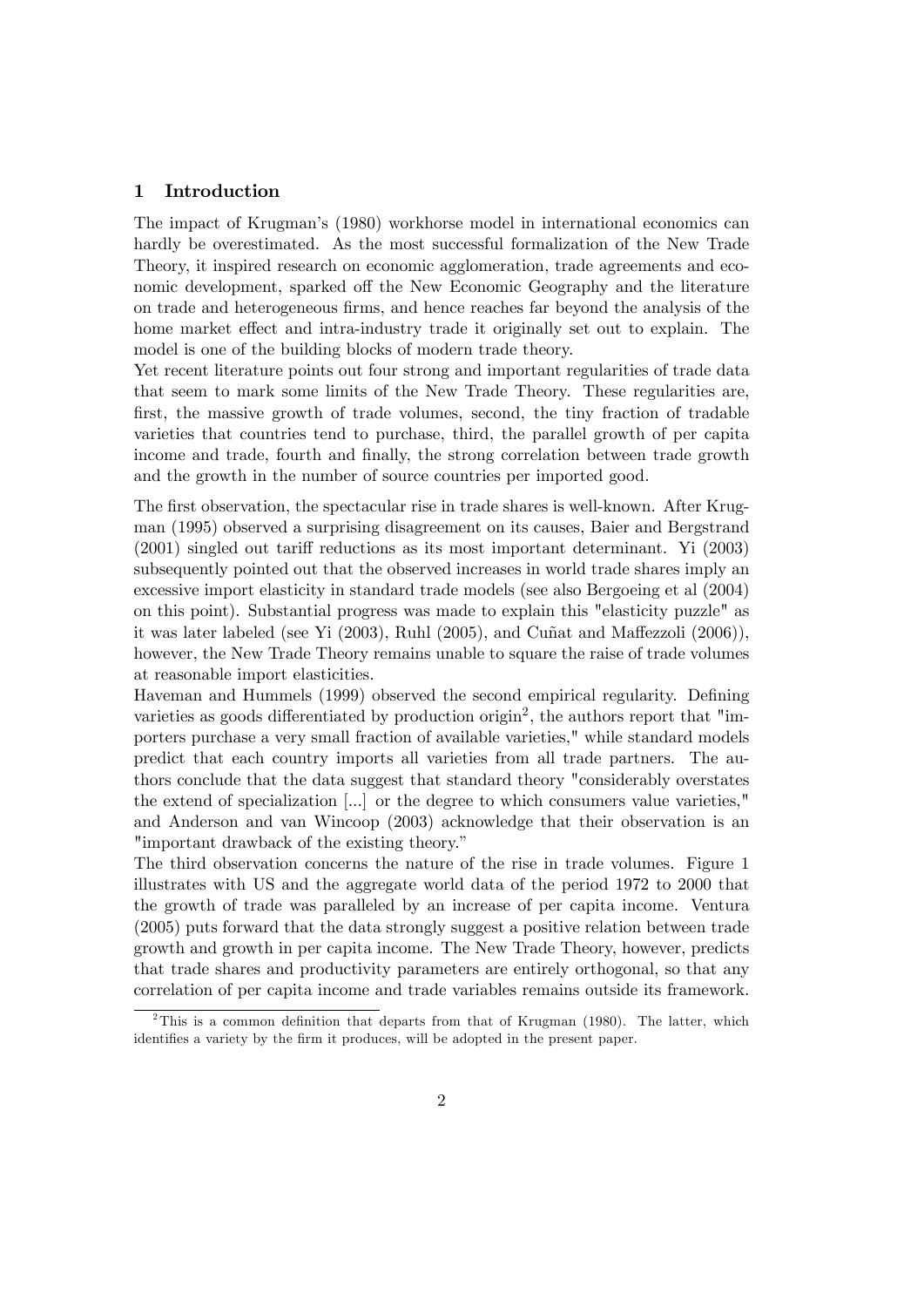## 1 Introduction

The impact of Krugman's (1980) workhorse model in international economics can hardly be overestimated. As the most successful formalization of the New Trade Theory, it inspired research on economic agglomeration, trade agreements and economic development, sparked off the New Economic Geography and the literature on trade and heterogeneous firms, and hence reaches far beyond the analysis of the home market effect and intra-industry trade it originally set out to explain. The model is one of the building blocks of modern trade theory.

Yet recent literature points out four strong and important regularities of trade data that seem to mark some limits of the New Trade Theory. These regularities are, first, the massive growth of trade volumes, second, the tiny fraction of tradable varieties that countries tend to purchase, third, the parallel growth of per capita income and trade, fourth and finally, the strong correlation between trade growth and the growth in the number of source countries per imported good.

The first observation, the spectacular rise in trade shares is well-known. After Krugman (1995) observed a surprising disagreement on its causes, Baier and Bergstrand (2001) singled out tariff reductions as its most important determinant. Yi (2003) subsequently pointed out that the observed increases in world trade shares imply an excessive import elasticity in standard trade models (see also Bergoeing et al (2004) on this point). Substantial progress was made to explain this "elasticity puzzle" as it was later labeled (see Yi (2003), Ruhl (2005), and Cuñat and Maffezzoli (2006)), however, the New Trade Theory remains unable to square the raise of trade volumes at reasonable import elasticities.

Haveman and Hummels (1999) observed the second empirical regularity. Defining varieties as goods differentiated by production origin[2], the authors report that "importers purchase a very small fraction of available varieties," while standard models predict that each country imports all varieties from all trade partners. The authors conclude that the data suggest that standard theory "considerably overstates the extend of specialization [...] or the degree to which consumers value varieties," and Anderson and van Wincoop (2003) acknowledge that their observation is an "important drawback of the existing theory."

The third observation concerns the nature of the rise in trade volumes. Figure 1 illustrates with US and the aggregate world data of the period 1972 to 2000 that the growth of trade was paralleled by an increase of per capita income. Ventura (2005) puts forward that the data strongly suggest a positive relation between trade growth and growth in per capita income. The New Trade Theory, however, predicts that trade shares and productivity parameters are entirely orthogonal, so that any correlation of per capita income and trade variables remains outside its framework.

[2] This is a common definition that departs from that of Krugman (1980). The latter, which identifies a variety by the firm it produces, will be adopted in the present paper.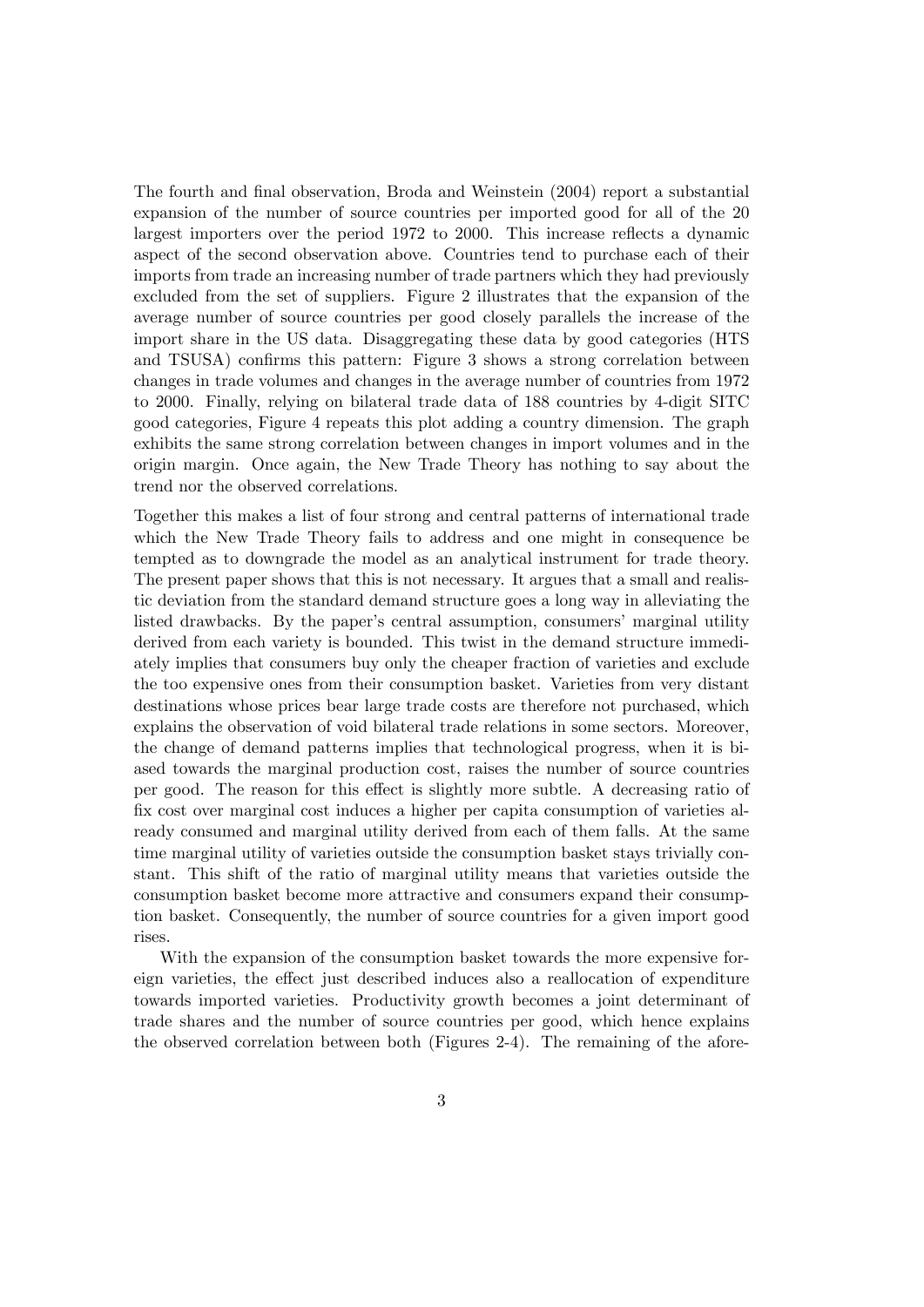The fourth and final observation, Broda and Weinstein (2004) report a substantial expansion of the number of source countries per imported good for all of the 20 largest importers over the period 1972 to 2000. This increase reflects a dynamic aspect of the second observation above. Countries tend to purchase each of their imports from trade an increasing number of trade partners which they had previously excluded from the set of suppliers. Figure 2 illustrates that the expansion of the average number of source countries per good closely parallels the increase of the import share in the US data. Disaggregating these data by good categories (HTS and TSUSA) confirms this pattern: Figure 3 shows a strong correlation between changes in trade volumes and changes in the average number of countries from 1972 to 2000. Finally, relying on bilateral trade data of 188 countries by 4-digit SITC good categories, Figure 4 repeats this plot adding a country dimension. The graph exhibits the same strong correlation between changes in import volumes and in the origin margin. Once again, the New Trade Theory has nothing to say about the trend nor the observed correlations.

Together this makes a list of four strong and central patterns of international trade which the New Trade Theory fails to address and one might in consequence be tempted as to downgrade the model as an analytical instrument for trade theory. The present paper shows that this is not necessary. It argues that a small and realistic deviation from the standard demand structure goes a long way in alleviating the listed drawbacks. By the paper's central assumption, consumers' marginal utility derived from each variety is bounded. This twist in the demand structure immediately implies that consumers buy only the cheaper fraction of varieties and exclude the too expensive ones from their consumption basket. Varieties from very distant destinations whose prices bear large trade costs are therefore not purchased, which explains the observation of void bilateral trade relations in some sectors. Moreover, the change of demand patterns implies that technological progress, when it is biased towards the marginal production cost, raises the number of source countries per good. The reason for this effect is slightly more subtle. A decreasing ratio of fix cost over marginal cost induces a higher per capita consumption of varieties already consumed and marginal utility derived from each of them falls. At the same time marginal utility of varieties outside the consumption basket stays trivially constant. This shift of the ratio of marginal utility means that varieties outside the consumption basket become more attractive and consumers expand their consumption basket. Consequently, the number of source countries for a given import good rises.

With the expansion of the consumption basket towards the more expensive foreign varieties, the effect just described induces also a reallocation of expenditure towards imported varieties. Productivity growth becomes a joint determinant of trade shares and the number of source countries per good, which hence explains the observed correlation between both (Figures 2-4). The remaining of the afore-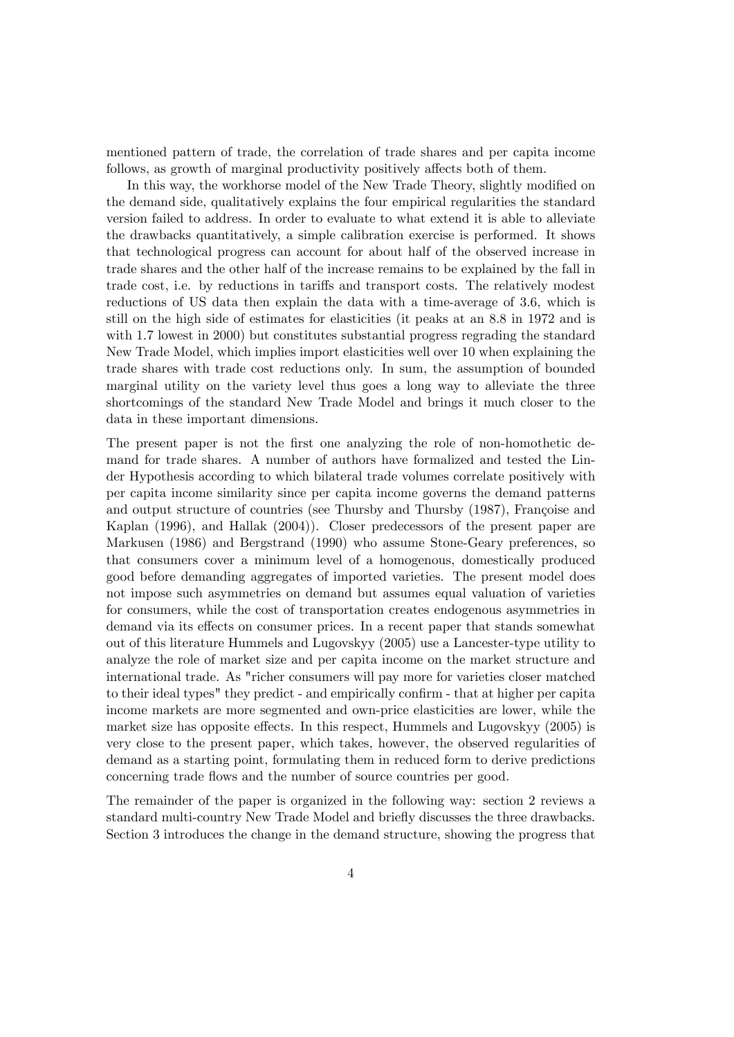mentioned pattern of trade, the correlation of trade shares and per capita income follows, as growth of marginal productivity positively affects both of them.

In this way, the workhorse model of the New Trade Theory, slightly modified on the demand side, qualitatively explains the four empirical regularities the standard version failed to address. In order to evaluate to what extend it is able to alleviate the drawbacks quantitatively, a simple calibration exercise is performed. It shows that technological progress can account for about half of the observed increase in trade shares and the other half of the increase remains to be explained by the fall in trade cost, i.e. by reductions in tariffs and transport costs. The relatively modest reductions of US data then explain the data with a time-average of 3.6, which is still on the high side of estimates for elasticities (it peaks at an 8.8 in 1972 and is with 1.7 lowest in 2000) but constitutes substantial progress regrading the standard New Trade Model, which implies import elasticities well over 10 when explaining the trade shares with trade cost reductions only. In sum, the assumption of bounded marginal utility on the variety level thus goes a long way to alleviate the three shortcomings of the standard New Trade Model and brings it much closer to the data in these important dimensions.

The present paper is not the first one analyzing the role of non-homothetic demand for trade shares. A number of authors have formalized and tested the Linder Hypothesis according to which bilateral trade volumes correlate positively with per capita income similarity since per capita income governs the demand patterns and output structure of countries (see Thursby and Thursby (1987), Françoise and Kaplan (1996), and Hallak (2004)). Closer predecessors of the present paper are Markusen (1986) and Bergstrand (1990) who assume Stone-Geary preferences, so that consumers cover a minimum level of a homogenous, domestically produced good before demanding aggregates of imported varieties. The present model does not impose such asymmetries on demand but assumes equal valuation of varieties for consumers, while the cost of transportation creates endogenous asymmetries in demand via its effects on consumer prices. In a recent paper that stands somewhat out of this literature Hummels and Lugovskyy (2005) use a Lancester-type utility to analyze the role of market size and per capita income on the market structure and international trade. As "richer consumers will pay more for varieties closer matched to their ideal types" they predict - and empirically confirm - that at higher per capita income markets are more segmented and own-price elasticities are lower, while the market size has opposite effects. In this respect, Hummels and Lugovskyy (2005) is very close to the present paper, which takes, however, the observed regularities of demand as a starting point, formulating them in reduced form to derive predictions concerning trade flows and the number of source countries per good.

The remainder of the paper is organized in the following way: section 2 reviews a standard multi-country New Trade Model and briefly discusses the three drawbacks. Section 3 introduces the change in the demand structure, showing the progress that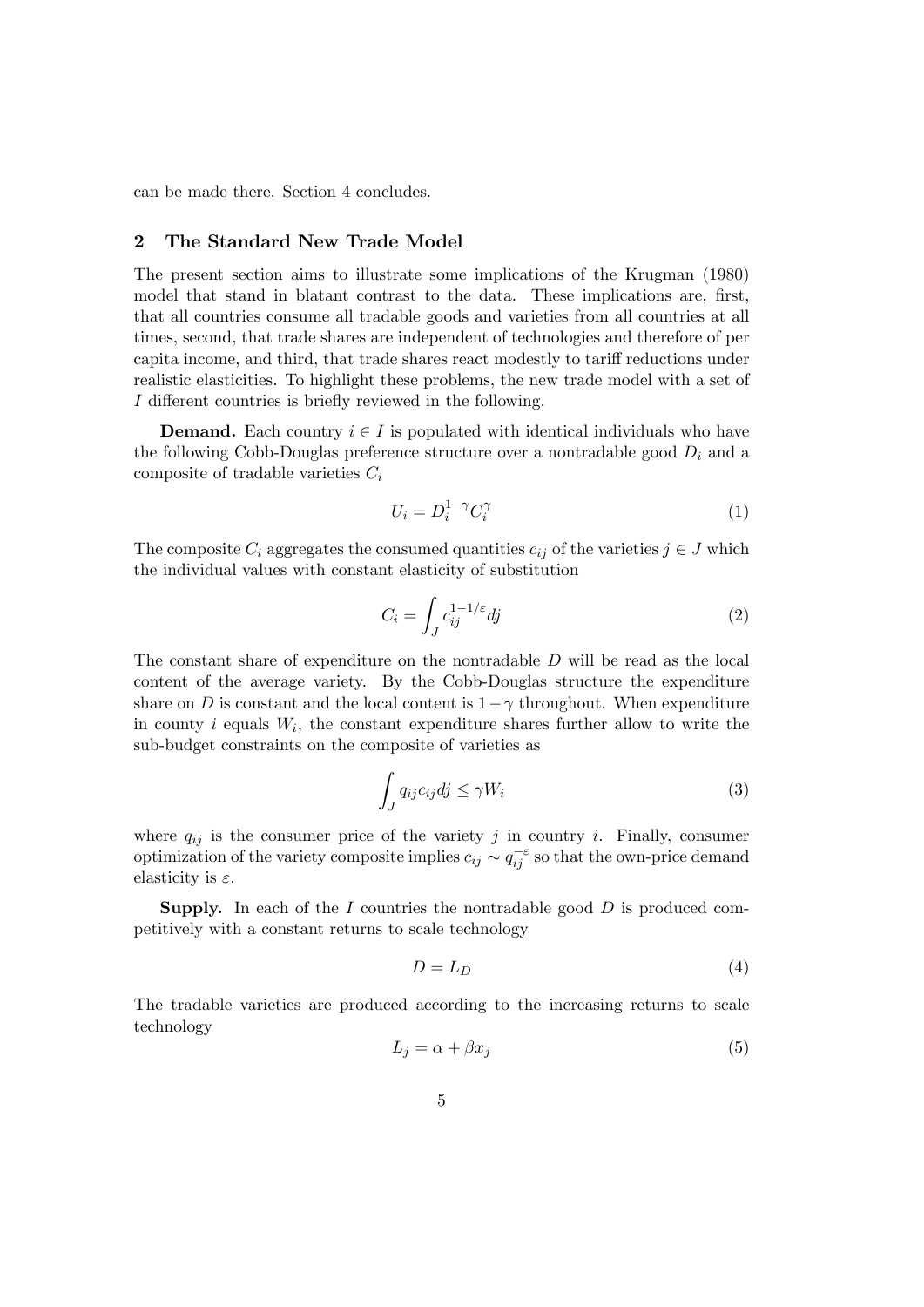can be made there. Section 4 concludes.

## 2 The Standard New Trade Model

The present section aims to illustrate some implications of the Krugman (1980) model that stand in blatant contrast to the data. These implications are, first, that all countries consume all tradable goods and varieties from all countries at all times, second, that trade shares are independent of technologies and therefore of per capita income, and third, that trade shares react modestly to tariff reductions under realistic elasticities. To highlight these problems, the new trade model with a set of $I$ different countries is briefly reviewed in the following.

**Demand.** Each country $i \in I$ is populated with identical individuals who have the following Cobb-Douglas preference structure over a nontradable good $D_i$ and a composite of tradable varieties $C_i$

$$U_i = D_i^{1-\gamma} C_i^{\gamma} \tag{1}$$

The composite $C_i$ aggregates the consumed quantities $c_{ij}$ of the varieties $j \in J$ which the individual values with constant elasticity of substitution

$$C_i = \int_J c_{ij}^{1-1/\varepsilon} dj \tag{2}$$

The constant share of expenditure on the nontradable $D$ will be read as the local content of the average variety. By the Cobb-Douglas structure the expenditure share on $D$ is constant and the local content is $1-\gamma$ throughout. When expenditure in county $i$ equals $W_i$, the constant expenditure shares further allow to write the sub-budget constraints on the composite of varieties as

$$\int_J q_{ij} c_{ij} dj \leq \gamma W_i \tag{3}$$

where $q_{ij}$ is the consumer price of the variety $j$ in country $i$. Finally, consumer optimization of the variety composite implies $c_{ij} \sim q_{ij}^{-\varepsilon}$ so that the own-price demand elasticity is $\varepsilon$.

**Supply.** In each of the $I$ countries the nontradable good $D$ is produced competitively with a constant returns to scale technology

$$D = L_D \tag{4}$$

The tradable varieties are produced according to the increasing returns to scale technology

$$L_j = \alpha + \beta x_j \tag{5}$$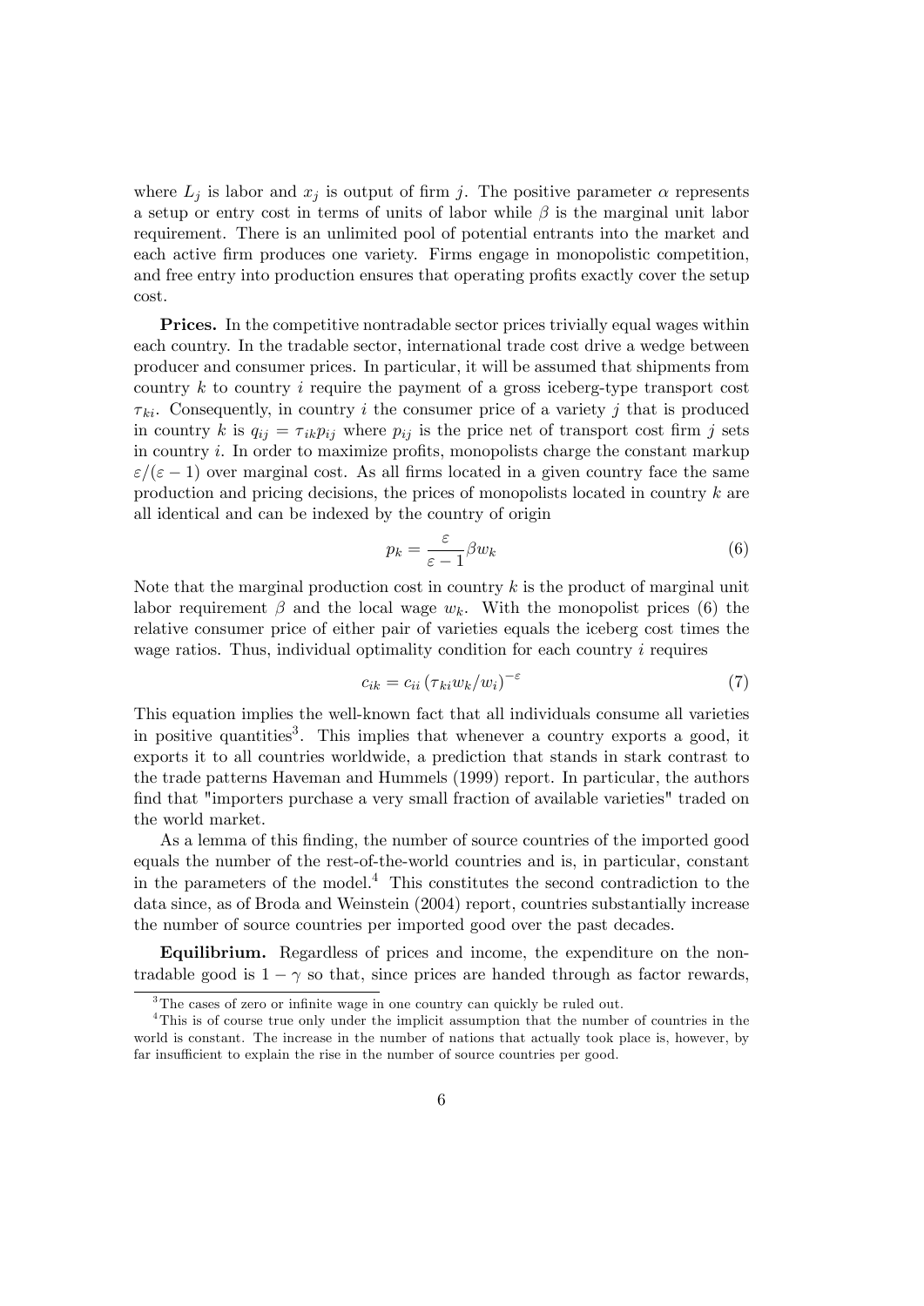where $L_j$ is labor and $x_j$ is output of firm $j$. The positive parameter $\alpha$ represents a setup or entry cost in terms of units of labor while $\beta$ is the marginal unit labor requirement. There is an unlimited pool of potential entrants into the market and each active firm produces one variety. Firms engage in monopolistic competition, and free entry into production ensures that operating profits exactly cover the setup cost.

**Prices.** In the competitive nontradable sector prices trivially equal wages within each country. In the tradable sector, international trade cost drive a wedge between producer and consumer prices. In particular, it will be assumed that shipments from country $k$ to country $i$ require the payment of a gross iceberg-type transport cost $\tau_{ki}$. Consequently, in country $i$ the consumer price of a variety $j$ that is produced in country $k$ is $q_{ij} = \tau_{ik} p_{ij}$ where $p_{ij}$ is the price net of transport cost firm $j$ sets in country $i$. In order to maximize profits, monopolists charge the constant markup $\varepsilon/(\varepsilon - 1)$ over marginal cost. As all firms located in a given country face the same production and pricing decisions, the prices of monopolists located in country $k$ are all identical and can be indexed by the country of origin

$$p_k = \frac{\varepsilon}{\varepsilon - 1} \beta w_k \tag{6}$$

Note that the marginal production cost in country $k$ is the product of marginal unit labor requirement $\beta$ and the local wage $w_k$. With the monopolist prices (6) the relative consumer price of either pair of varieties equals the iceberg cost times the wage ratios. Thus, individual optimality condition for each country $i$ requires

$$c_{ik} = c_{ii} \left(\tau_{ki} w_k / w_i\right)^{-\varepsilon} \tag{7}$$

This equation implies the well-known fact that all individuals consume all varieties in positive quantities[3]. This implies that whenever a country exports a good, it exports it to all countries worldwide, a prediction that stands in stark contrast to the trade patterns Haveman and Hummels (1999) report. In particular, the authors find that "importers purchase a very small fraction of available varieties" traded on the world market.

As a lemma of this finding, the number of source countries of the imported good equals the number of the rest-of-the-world countries and is, in particular, constant in the parameters of the model.[4] This constitutes the second contradiction to the data since, as of Broda and Weinstein (2004) report, countries substantially increase the number of source countries per imported good over the past decades.

**Equilibrium.** Regardless of prices and income, the expenditure on the nontradable good is $1 - \gamma$ so that, since prices are handed through as factor rewards,

[3] The cases of zero or infinite wage in one country can quickly be ruled out.

[4] This is of course true only under the implicit assumption that the number of countries in the world is constant. The increase in the number of nations that actually took place is, however, by far insufficient to explain the rise in the number of source countries per good.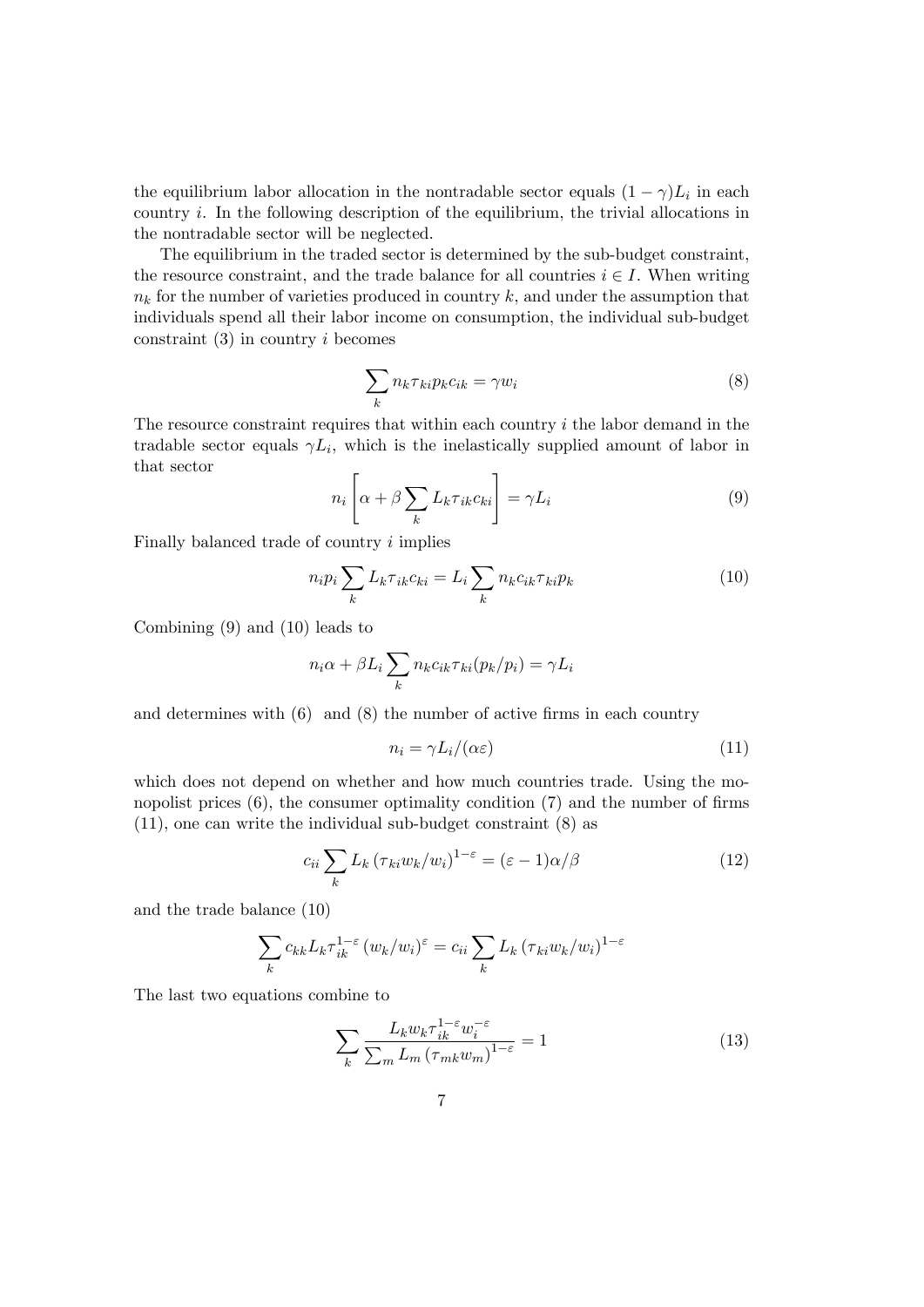the equilibrium labor allocation in the nontradable sector equals $(1-\gamma)L_i$ in each country $i$. In the following description of the equilibrium, the trivial allocations in the nontradable sector will be neglected.

The equilibrium in the traded sector is determined by the sub-budget constraint, the resource constraint, and the trade balance for all countries $i \in I$. When writing $n_k$ for the number of varieties produced in country $k$, and under the assumption that individuals spend all their labor income on consumption, the individual sub-budget constraint (3) in country $i$ becomes

$$\sum_k n_k \tau_{ki} p_k c_{ik} = \gamma w_i \tag{8}$$

The resource constraint requires that within each country $i$ the labor demand in the tradable sector equals $\gamma L_i$, which is the inelastically supplied amount of labor in that sector

$$n_i \left[ \alpha + \beta \sum_k L_k \tau_{ik} c_{ki} \right] = \gamma L_i \tag{9}$$

Finally balanced trade of country $i$ implies

$$n_i p_i \sum_k L_k \tau_{ik} c_{ki} = L_i \sum_k n_k c_{ik} \tau_{ki} p_k \tag{10}$$

Combining (9) and (10) leads to

$$n_i \alpha + \beta L_i \sum_k n_k c_{ik} \tau_{ki} (p_k/p_i) = \gamma L_i$$

and determines with (6) and (8) the number of active firms in each country

$$n_i = \gamma L_i / (\alpha \varepsilon) \tag{11}$$

which does not depend on whether and how much countries trade. Using the monopolist prices (6), the consumer optimality condition (7) and the number of firms (11), one can write the individual sub-budget constraint (8) as

$$c_{ii} \sum_k L_k \left( \tau_{ki} w_k / w_i \right)^{1-\varepsilon} = (\varepsilon - 1)\alpha/\beta \tag{12}$$

and the trade balance (10)

$$\sum_k c_{kk} L_k \tau_{ik}^{1-\varepsilon} \left( w_k / w_i \right)^{\varepsilon} = c_{ii} \sum_k L_k \left( \tau_{ki} w_k / w_i \right)^{1-\varepsilon}$$

The last two equations combine to

$$\sum_k \frac{L_k w_k \tau_{ik}^{1-\varepsilon} w_i^{-\varepsilon}}{\sum_m L_m \left( \tau_{mk} w_m \right)^{1-\varepsilon}} = 1 \tag{13}$$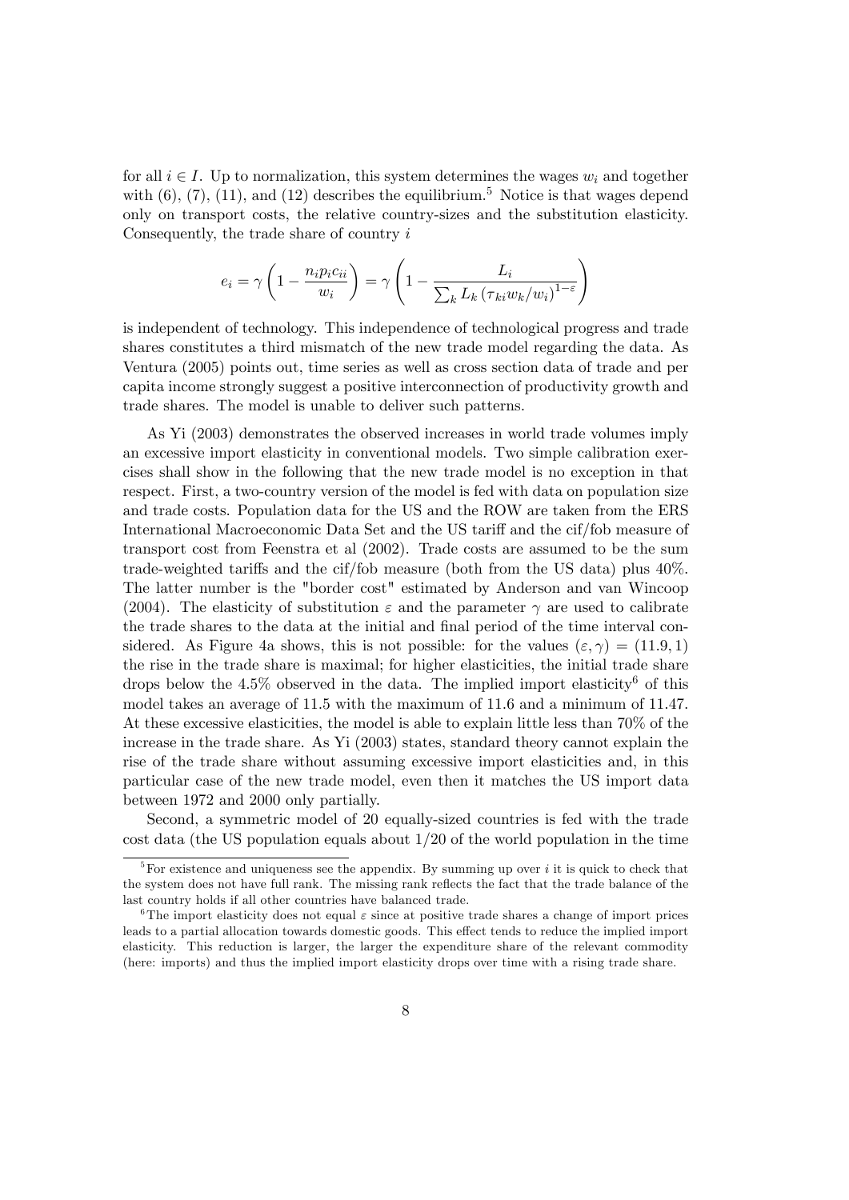for all $i \in I$. Up to normalization, this system determines the wages $w_i$ and together with (6), (7), (11), and (12) describes the equilibrium.[5] Notice is that wages depend only on transport costs, the relative country-sizes and the substitution elasticity. Consequently, the trade share of country $i$

$$e_i = \gamma \left(1 - \frac{n_i p_i c_{ii}}{w_i}\right) = \gamma \left(1 - \frac{L_i}{\sum_k L_k \left(\tau_{ki} w_k / w_i\right)^{1-\varepsilon}}\right)$$

is independent of technology. This independence of technological progress and trade shares constitutes a third mismatch of the new trade model regarding the data. As Ventura (2005) points out, time series as well as cross section data of trade and per capita income strongly suggest a positive interconnection of productivity growth and trade shares. The model is unable to deliver such patterns.

As Yi (2003) demonstrates the observed increases in world trade volumes imply an excessive import elasticity in conventional models. Two simple calibration exercises shall show in the following that the new trade model is no exception in that respect. First, a two-country version of the model is fed with data on population size and trade costs. Population data for the US and the ROW are taken from the ERS International Macroeconomic Data Set and the US tariff and the cif/fob measure of transport cost from Feenstra et al (2002). Trade costs are assumed to be the sum trade-weighted tariffs and the cif/fob measure (both from the US data) plus 40%. The latter number is the "border cost" estimated by Anderson and van Wincoop (2004). The elasticity of substitution $\varepsilon$ and the parameter $\gamma$ are used to calibrate the trade shares to the data at the initial and final period of the time interval considered. As Figure 4a shows, this is not possible: for the values $(\varepsilon, \gamma) = (11.9, 1)$ the rise in the trade share is maximal; for higher elasticities, the initial trade share drops below the 4.5% observed in the data. The implied import elasticity[6] of this model takes an average of 11.5 with the maximum of 11.6 and a minimum of 11.47. At these excessive elasticities, the model is able to explain little less than 70% of the increase in the trade share. As Yi (2003) states, standard theory cannot explain the rise of the trade share without assuming excessive import elasticities and, in this particular case of the new trade model, even then it matches the US import data between 1972 and 2000 only partially.

Second, a symmetric model of 20 equally-sized countries is fed with the trade cost data (the US population equals about 1/20 of the world population in the time

[5] For existence and uniqueness see the appendix. By summing up over $i$ it is quick to check that the system does not have full rank. The missing rank reflects the fact that the trade balance of the last country holds if all other countries have balanced trade.

[6] The import elasticity does not equal $\varepsilon$ since at positive trade shares a change of import prices leads to a partial allocation towards domestic goods. This effect tends to reduce the implied import elasticity. This reduction is larger, the larger the expenditure share of the relevant commodity (here: imports) and thus the implied import elasticity drops over time with a rising trade share.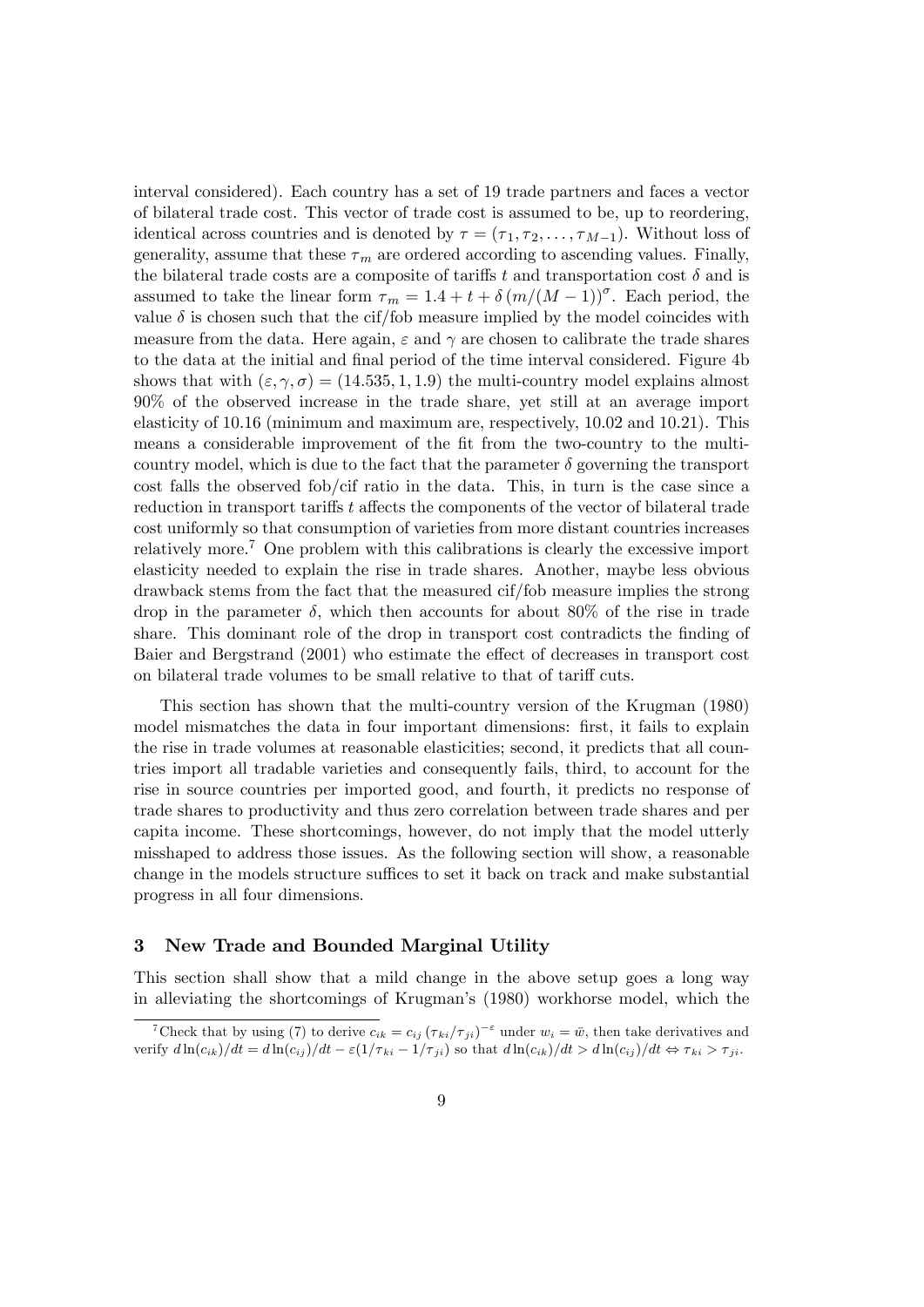interval considered). Each country has a set of 19 trade partners and faces a vector of bilateral trade cost. This vector of trade cost is assumed to be, up to reordering, identical across countries and is denoted by $\tau = (\tau_1, \tau_2, \ldots, \tau_{M-1})$. Without loss of generality, assume that these $\tau_m$ are ordered according to ascending values. Finally, the bilateral trade costs are a composite of tariffs $t$ and transportation cost $\delta$ and is assumed to take the linear form $\tau_m = 1.4 + t + \delta\,(m/(M-1))^{\sigma}$. Each period, the value $\delta$ is chosen such that the cif/fob measure implied by the model coincides with measure from the data. Here again, $\varepsilon$ and $\gamma$ are chosen to calibrate the trade shares to the data at the initial and final period of the time interval considered. Figure 4b shows that with $(\varepsilon, \gamma, \sigma) = (14.535, 1, 1.9)$ the multi-country model explains almost 90% of the observed increase in the trade share, yet still at an average import elasticity of 10.16 (minimum and maximum are, respectively, 10.02 and 10.21). This means a considerable improvement of the fit from the two-country to the multi-country model, which is due to the fact that the parameter $\delta$ governing the transport cost falls the observed fob/cif ratio in the data. This, in turn is the case since a reduction in transport tariffs $t$ affects the components of the vector of bilateral trade cost uniformly so that consumption of varieties from more distant countries increases relatively more.[7] One problem with this calibrations is clearly the excessive import elasticity needed to explain the rise in trade shares. Another, maybe less obvious drawback stems from the fact that the measured cif/fob measure implies the strong drop in the parameter $\delta$, which then accounts for about 80% of the rise in trade share. This dominant role of the drop in transport cost contradicts the finding of Baier and Bergstrand (2001) who estimate the effect of decreases in transport cost on bilateral trade volumes to be small relative to that of tariff cuts.

This section has shown that the multi-country version of the Krugman (1980) model mismatches the data in four important dimensions: first, it fails to explain the rise in trade volumes at reasonable elasticities; second, it predicts that all countries import all tradable varieties and consequently fails, third, to account for the rise in source countries per imported good, and fourth, it predicts no response of trade shares to productivity and thus zero correlation between trade shares and per capita income. These shortcomings, however, do not imply that the model utterly misshaped to address those issues. As the following section will show, a reasonable change in the models structure suffices to set it back on track and make substantial progress in all four dimensions.

## 3 New Trade and Bounded Marginal Utility

This section shall show that a mild change in the above setup goes a long way in alleviating the shortcomings of Krugman's (1980) workhorse model, which the

[7] Check that by using (7) to derive $c_{ik} = c_{ij}\,(\tau_{ki}/\tau_{ji})^{-\varepsilon}$ under $w_i = \bar{w}$, then take derivatives and verify $d\ln(c_{ik})/dt = d\ln(c_{ij})/dt - \varepsilon(1/\tau_{ki} - 1/\tau_{ji})$ so that $d\ln(c_{ik})/dt > d\ln(c_{ij})/dt \Leftrightarrow \tau_{ki} > \tau_{ji}$.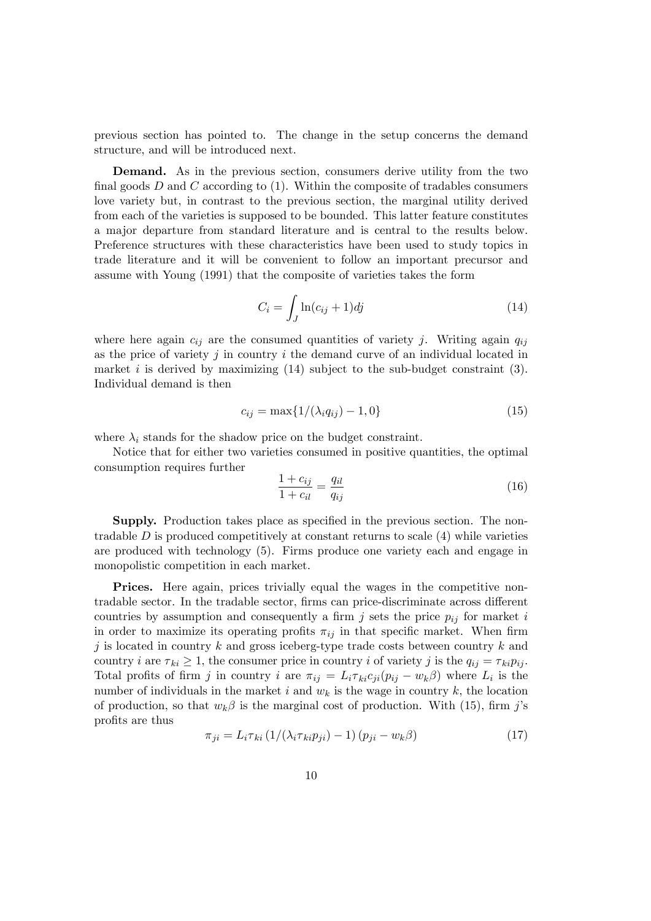previous section has pointed to. The change in the setup concerns the demand structure, and will be introduced next.

**Demand.** As in the previous section, consumers derive utility from the two final goods $D$ and $C$ according to (1). Within the composite of tradables consumers love variety but, in contrast to the previous section, the marginal utility derived from each of the varieties is supposed to be bounded. This latter feature constitutes a major departure from standard literature and is central to the results below. Preference structures with these characteristics have been used to study topics in trade literature and it will be convenient to follow an important precursor and assume with Young (1991) that the composite of varieties takes the form

$$C_i = \int_J \ln(c_{ij} + 1) dj \tag{14}$$

where here again $c_{ij}$ are the consumed quantities of variety $j$. Writing again $q_{ij}$ as the price of variety $j$ in country $i$ the demand curve of an individual located in market $i$ is derived by maximizing (14) subject to the sub-budget constraint (3). Individual demand is then

$$c_{ij} = \max\{1/(\lambda_i q_{ij}) - 1, 0\} \tag{15}$$

where $\lambda_i$ stands for the shadow price on the budget constraint.

Notice that for either two varieties consumed in positive quantities, the optimal consumption requires further

$$\frac{1 + c_{ij}}{1 + c_{il}} = \frac{q_{il}}{q_{ij}} \tag{16}$$

**Supply.** Production takes place as specified in the previous section. The non-tradable $D$ is produced competitively at constant returns to scale (4) while varieties are produced with technology (5). Firms produce one variety each and engage in monopolistic competition in each market.

**Prices.** Here again, prices trivially equal the wages in the competitive non-tradable sector. In the tradable sector, firms can price-discriminate across different countries by assumption and consequently a firm $j$ sets the price $p_{ij}$ for market $i$ in order to maximize its operating profits $\pi_{ij}$ in that specific market. When firm $j$ is located in country $k$ and gross iceberg-type trade costs between country $k$ and country $i$ are $\tau_{ki} \geq 1$, the consumer price in country $i$ of variety $j$ is the $q_{ij} = \tau_{ki} p_{ij}$. Total profits of firm $j$ in country $i$ are $\pi_{ij} = L_i \tau_{ki} c_{ji}(p_{ij} - w_k \beta)$ where $L_i$ is the number of individuals in the market $i$ and $w_k$ is the wage in country $k$, the location of production, so that $w_k \beta$ is the marginal cost of production. With (15), firm $j$'s profits are thus

$$\pi_{ji} = L_i \tau_{ki} \left(1/(\lambda_i \tau_{ki} p_{ji}) - 1\right) (p_{ji} - w_k \beta) \tag{17}$$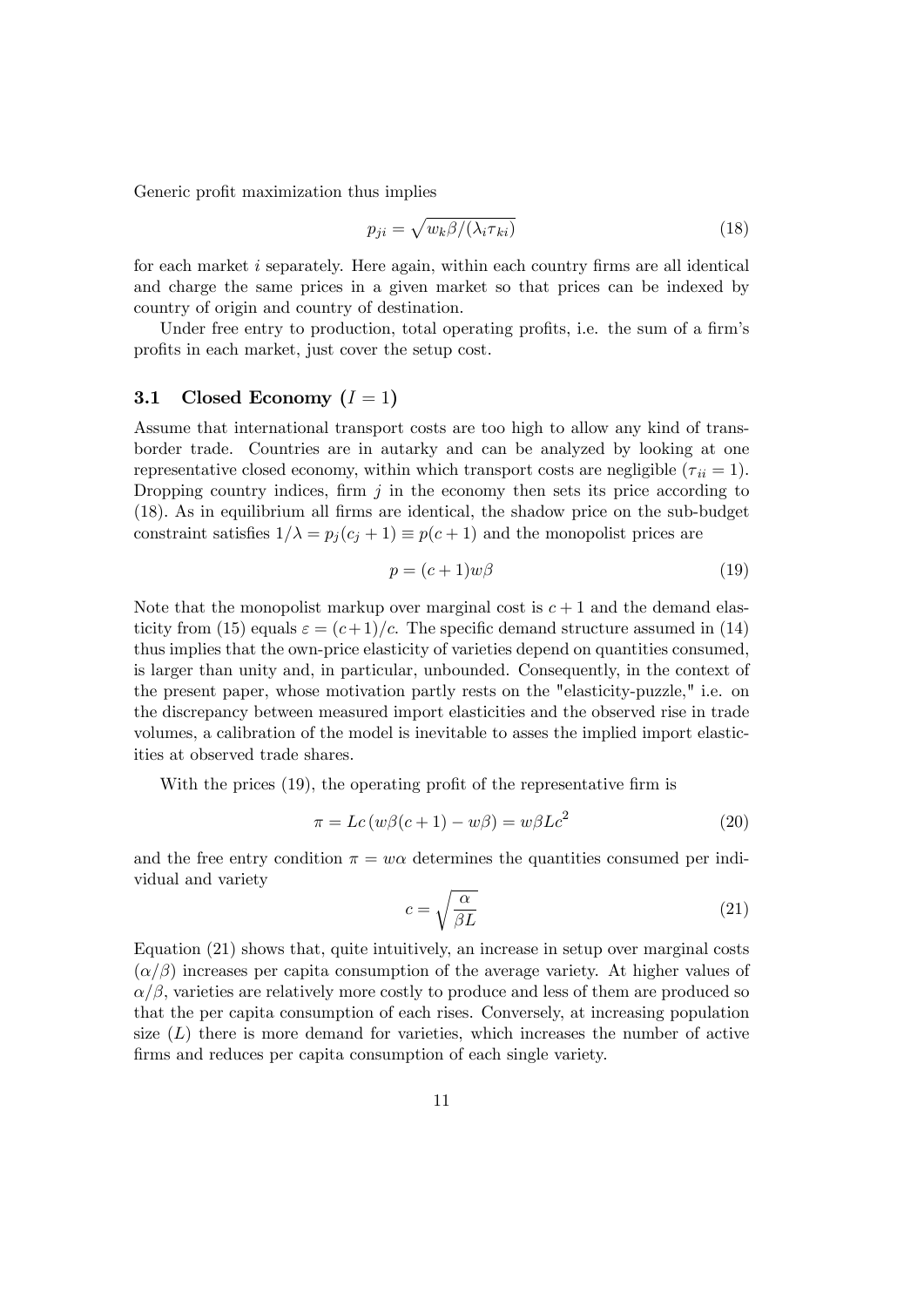Generic profit maximization thus implies

$$p_{ji} = \sqrt{w_k \beta / (\lambda_i \tau_{ki})} \tag{18}$$

for each market $i$ separately. Here again, within each country firms are all identical and charge the same prices in a given market so that prices can be indexed by country of origin and country of destination.

Under free entry to production, total operating profits, i.e. the sum of a firm's profits in each market, just cover the setup cost.

### 3.1 Closed Economy ($I = 1$)

Assume that international transport costs are too high to allow any kind of transborder trade. Countries are in autarky and can be analyzed by looking at one representative closed economy, within which transport costs are negligible ($\tau_{ii} = 1$). Dropping country indices, firm $j$ in the economy then sets its price according to (18). As in equilibrium all firms are identical, the shadow price on the sub-budget constraint satisfies $1/\lambda = p_j(c_j + 1) \equiv p(c+1)$ and the monopolist prices are

$$p = (c+1)w\beta \tag{19}$$

Note that the monopolist markup over marginal cost is $c+1$ and the demand elasticity from (15) equals $\varepsilon = (c+1)/c$. The specific demand structure assumed in (14) thus implies that the own-price elasticity of varieties depend on quantities consumed, is larger than unity and, in particular, unbounded. Consequently, in the context of the present paper, whose motivation partly rests on the "elasticity-puzzle," i.e. on the discrepancy between measured import elasticities and the observed rise in trade volumes, a calibration of the model is inevitable to asses the implied import elasticities at observed trade shares.

With the prices (19), the operating profit of the representative firm is

$$\pi = Lc\left(w\beta(c+1) - w\beta\right) = w\beta Lc^2 \tag{20}$$

and the free entry condition $\pi = w\alpha$ determines the quantities consumed per individual and variety

$$c = \sqrt{\frac{\alpha}{\beta L}} \tag{21}$$

Equation (21) shows that, quite intuitively, an increase in setup over marginal costs ($\alpha/\beta$) increases per capita consumption of the average variety. At higher values of $\alpha/\beta$, varieties are relatively more costly to produce and less of them are produced so that the per capita consumption of each rises. Conversely, at increasing population size ($L$) there is more demand for varieties, which increases the number of active firms and reduces per capita consumption of each single variety.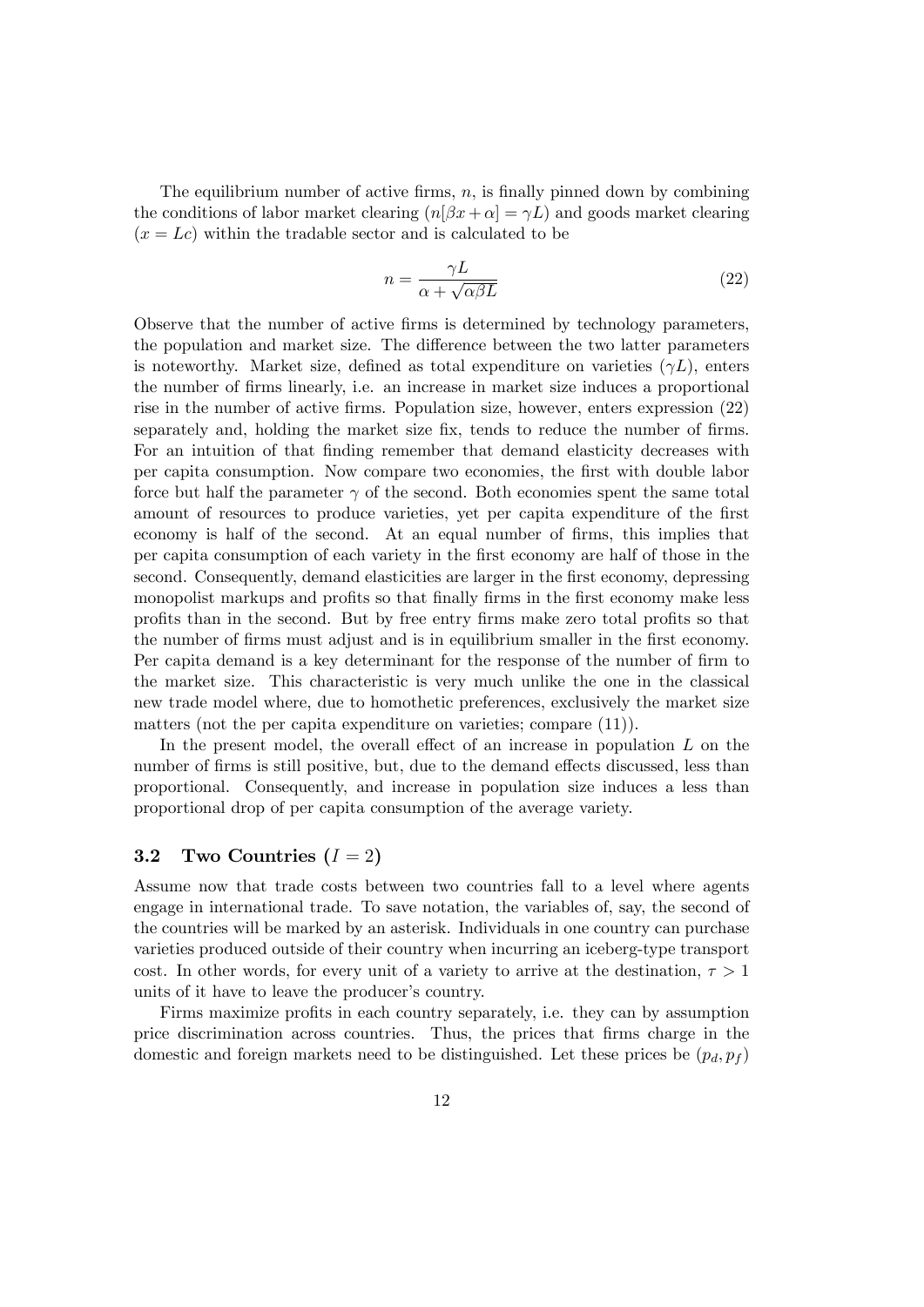The equilibrium number of active firms, $n$, is finally pinned down by combining the conditions of labor market clearing ($n[\beta x + \alpha] = \gamma L$) and goods market clearing ($x = Lc$) within the tradable sector and is calculated to be

$$n = \frac{\gamma L}{\alpha + \sqrt{\alpha \beta L}} \tag{22}$$

Observe that the number of active firms is determined by technology parameters, the population and market size. The difference between the two latter parameters is noteworthy. Market size, defined as total expenditure on varieties ($\gamma L$), enters the number of firms linearly, i.e. an increase in market size induces a proportional rise in the number of active firms. Population size, however, enters expression (22) separately and, holding the market size fix, tends to reduce the number of firms. For an intuition of that finding remember that demand elasticity decreases with per capita consumption. Now compare two economies, the first with double labor force but half the parameter $\gamma$ of the second. Both economies spent the same total amount of resources to produce varieties, yet per capita expenditure of the first economy is half of the second. At an equal number of firms, this implies that per capita consumption of each variety in the first economy are half of those in the second. Consequently, demand elasticities are larger in the first economy, depressing monopolist markups and profits so that finally firms in the first economy make less profits than in the second. But by free entry firms make zero total profits so that the number of firms must adjust and is in equilibrium smaller in the first economy. Per capita demand is a key determinant for the response of the number of firm to the market size. This characteristic is very much unlike the one in the classical new trade model where, due to homothetic preferences, exclusively the market size matters (not the per capita expenditure on varieties; compare (11)).

In the present model, the overall effect of an increase in population $L$ on the number of firms is still positive, but, due to the demand effects discussed, less than proportional. Consequently, and increase in population size induces a less than proportional drop of per capita consumption of the average variety.

### 3.2 Two Countries ($I = 2$)

Assume now that trade costs between two countries fall to a level where agents engage in international trade. To save notation, the variables of, say, the second of the countries will be marked by an asterisk. Individuals in one country can purchase varieties produced outside of their country when incurring an iceberg-type transport cost. In other words, for every unit of a variety to arrive at the destination, $\tau > 1$ units of it have to leave the producer's country.

Firms maximize profits in each country separately, i.e. they can by assumption price discrimination across countries. Thus, the prices that firms charge in the domestic and foreign markets need to be distinguished. Let these prices be $(p_d, p_f)$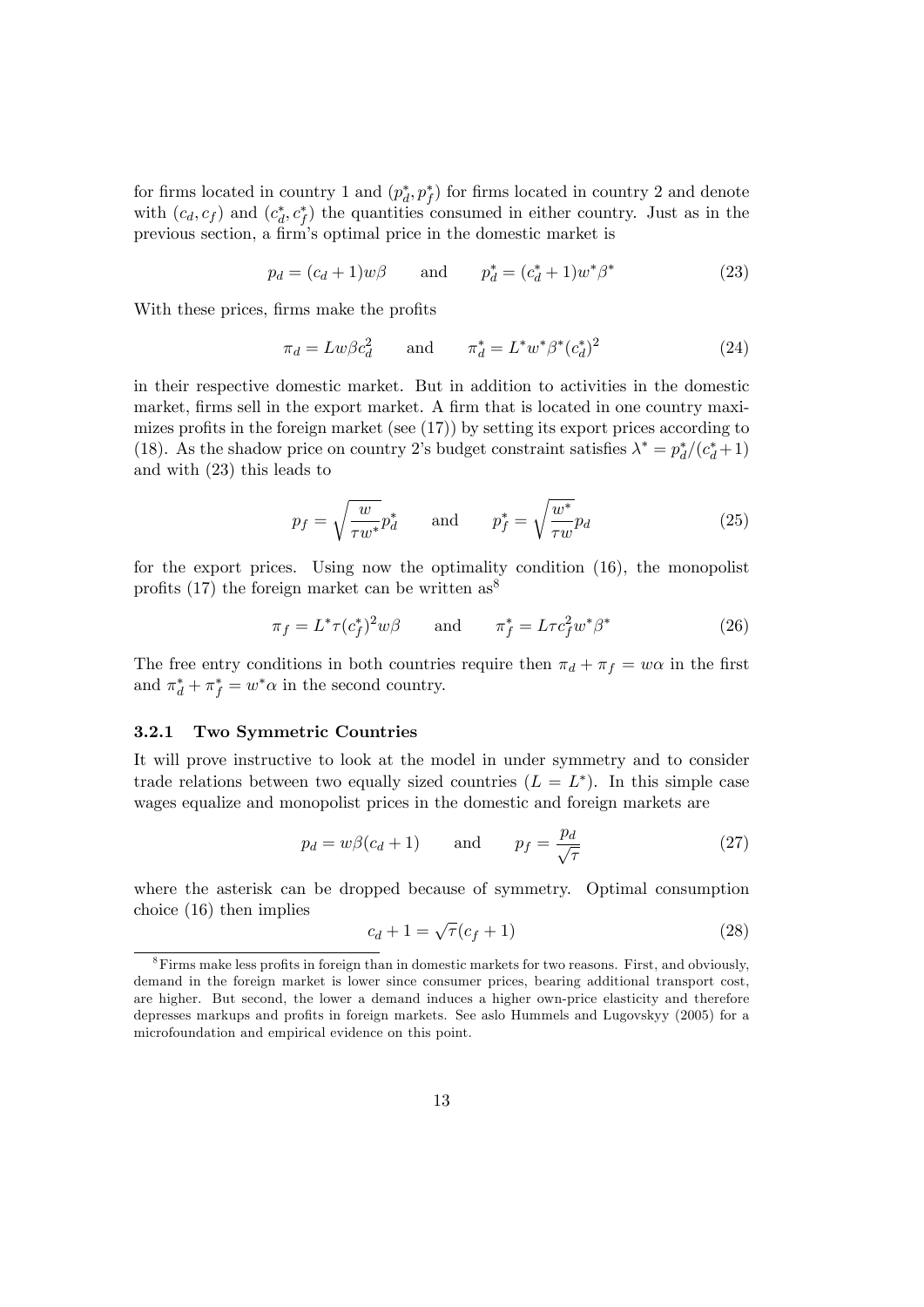for firms located in country 1 and $(p_d^*, p_f^*)$ for firms located in country 2 and denote with $(c_d, c_f)$ and $(c_d^*, c_f^*)$ the quantities consumed in either country. Just as in the previous section, a firm's optimal price in the domestic market is

$$p_d = (c_d + 1)w\beta \qquad \text{and} \qquad p_d^* = (c_d^* + 1)w^*\beta^* \tag{23}$$

With these prices, firms make the profits

$$\pi_d = Lw\beta c_d^2 \qquad \text{and} \qquad \pi_d^* = L^* w^* \beta^* (c_d^*)^2 \tag{24}$$

in their respective domestic market. But in addition to activities in the domestic market, firms sell in the export market. A firm that is located in one country maximizes profits in the foreign market (see (17)) by setting its export prices according to (18). As the shadow price on country 2's budget constraint satisfies $\lambda^* = p_d^*/(c_d^* + 1)$ and with (23) this leads to

$$p_f = \sqrt{\frac{w}{\tau w^*}} p_d^* \qquad \text{and} \qquad p_f^* = \sqrt{\frac{w^*}{\tau w}} p_d \tag{25}$$

for the export prices. Using now the optimality condition (16), the monopolist profits (17) the foreign market can be written as[8]

$$\pi_f = L^* \tau (c_f^*)^2 w\beta \qquad \text{and} \qquad \pi_f^* = L\tau c_f^2 w^* \beta^* \tag{26}$$

The free entry conditions in both countries require then $\pi_d + \pi_f = w\alpha$ in the first and $\pi_d^* + \pi_f^* = w^*\alpha$ in the second country.

### 3.2.1 Two Symmetric Countries

It will prove instructive to look at the model in under symmetry and to consider trade relations between two equally sized countries ($L = L^*$). In this simple case wages equalize and monopolist prices in the domestic and foreign markets are

$$p_d = w\beta(c_d + 1) \qquad \text{and} \qquad p_f = \frac{p_d}{\sqrt{\tau}} \tag{27}$$

where the asterisk can be dropped because of symmetry. Optimal consumption choice (16) then implies

$$c_d + 1 = \sqrt{\tau}(c_f + 1) \tag{28}$$

[8] Firms make less profits in foreign than in domestic markets for two reasons. First, and obviously, demand in the foreign market is lower since consumer prices, bearing additional transport cost, are higher. But second, the lower a demand induces a higher own-price elasticity and therefore depresses markups and profits in foreign markets. See aslo Hummels and Lugovskyy (2005) for a microfoundation and empirical evidence on this point.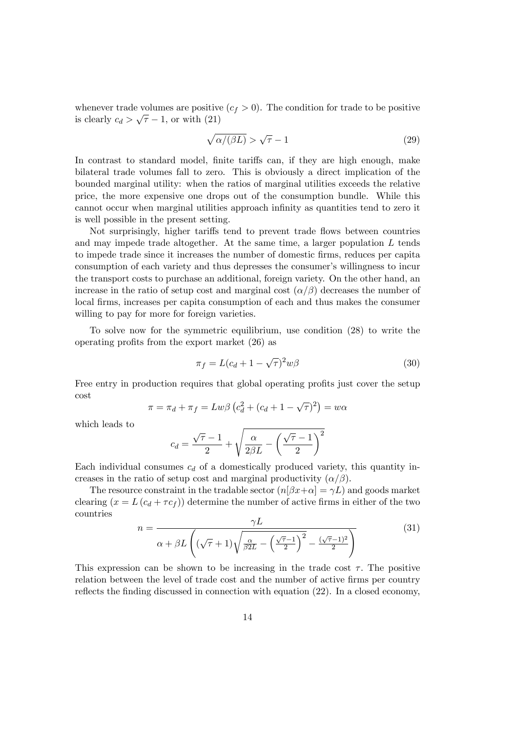whenever trade volumes are positive ($c_f > 0$). The condition for trade to be positive is clearly $c_d > \sqrt{\tau} - 1$, or with (21)

$$\sqrt{\alpha/(\beta L)} > \sqrt{\tau} - 1 \tag{29}$$

In contrast to standard model, finite tariffs can, if they are high enough, make bilateral trade volumes fall to zero. This is obviously a direct implication of the bounded marginal utility: when the ratios of marginal utilities exceeds the relative price, the more expensive one drops out of the consumption bundle. While this cannot occur when marginal utilities approach infinity as quantities tend to zero it is well possible in the present setting.

Not surprisingly, higher tariffs tend to prevent trade flows between countries and may impede trade altogether. At the same time, a larger population $L$ tends to impede trade since it increases the number of domestic firms, reduces per capita consumption of each variety and thus depresses the consumer's willingness to incur the transport costs to purchase an additional, foreign variety. On the other hand, an increase in the ratio of setup cost and marginal cost ($\alpha/\beta$) decreases the number of local firms, increases per capita consumption of each and thus makes the consumer willing to pay for more for foreign varieties.

To solve now for the symmetric equilibrium, use condition (28) to write the operating profits from the export market (26) as

$$\pi_f = L(c_d + 1 - \sqrt{\tau})^2 w\beta \tag{30}$$

Free entry in production requires that global operating profits just cover the setup cost

$$\pi = \pi_d + \pi_f = Lw\beta\left(c_d^2 + (c_d + 1 - \sqrt{\tau})^2\right) = w\alpha$$

which leads to

$$c_d = \frac{\sqrt{\tau} - 1}{2} + \sqrt{\frac{\alpha}{2\beta L} - \left(\frac{\sqrt{\tau} - 1}{2}\right)^2}$$

Each individual consumes $c_d$ of a domestically produced variety, this quantity increases in the ratio of setup cost and marginal productivity ($\alpha/\beta$).

The resource constraint in the tradable sector ($n[\beta x + \alpha] = \gamma L$) and goods market clearing ($x = L\left(c_d + \tau c_f\right)$) determine the number of active firms in either of the two countries

$$n = \frac{\gamma L}{\alpha + \beta L\left((\sqrt{\tau} + 1)\sqrt{\frac{\alpha}{\beta 2L} - \left(\frac{\sqrt{\tau} - 1}{2}\right)^2} - \frac{(\sqrt{\tau} - 1)^2}{2}\right)} \tag{31}$$

This expression can be shown to be increasing in the trade cost $\tau$. The positive relation between the level of trade cost and the number of active firms per country reflects the finding discussed in connection with equation (22). In a closed economy,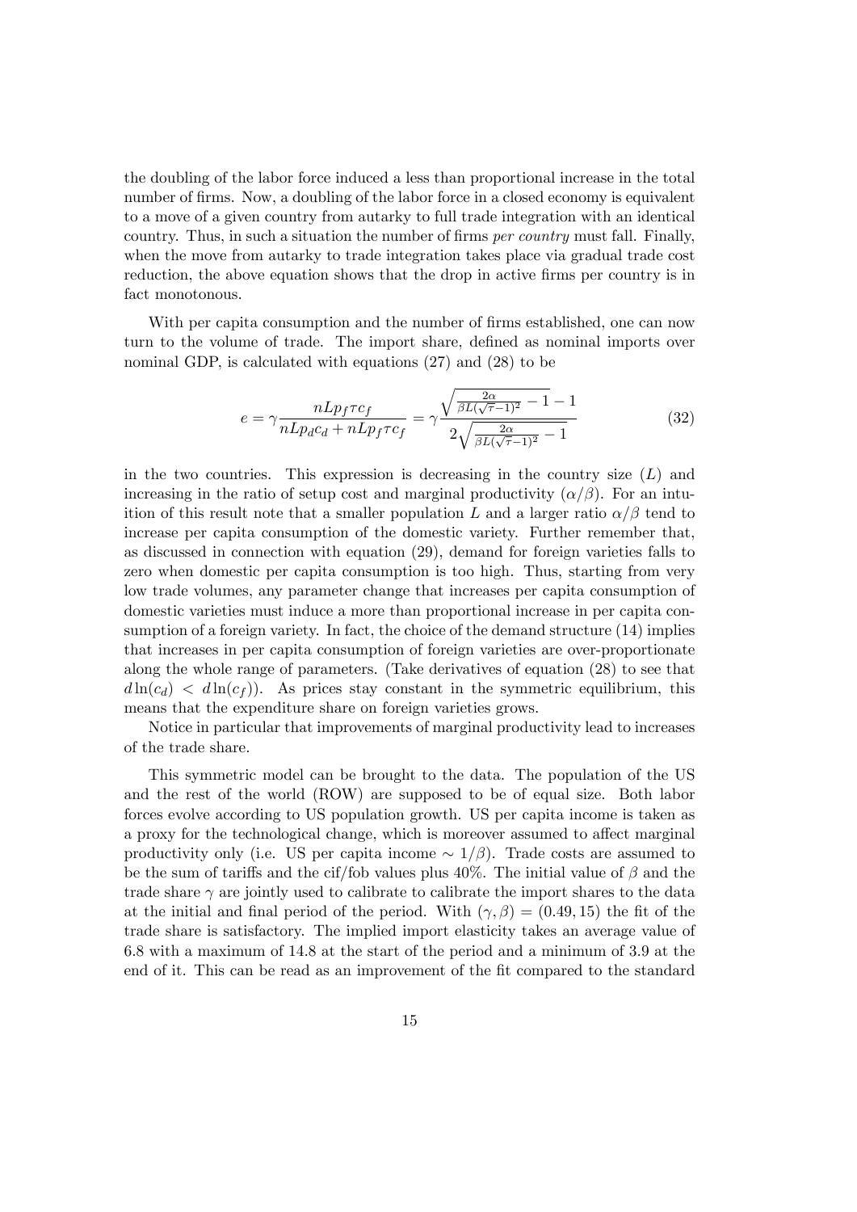the doubling of the labor force induced a less than proportional increase in the total number of firms. Now, a doubling of the labor force in a closed economy is equivalent to a move of a given country from autarky to full trade integration with an identical country. Thus, in such a situation the number of firms *per country* must fall. Finally, when the move from autarky to trade integration takes place via gradual trade cost reduction, the above equation shows that the drop in active firms per country is in fact monotonous.

With per capita consumption and the number of firms established, one can now turn to the volume of trade. The import share, defined as nominal imports over nominal GDP, is calculated with equations (27) and (28) to be

$$e = \gamma \frac{nLp_f\tau c_f}{nLp_dc_d + nLp_f\tau c_f} = \gamma \frac{\sqrt{\frac{2\alpha}{\beta L(\sqrt{\tau}-1)^2} - 1} - 1}{2\sqrt{\frac{2\alpha}{\beta L(\sqrt{\tau}-1)^2} - 1}} \tag{32}$$

in the two countries. This expression is decreasing in the country size ($L$) and increasing in the ratio of setup cost and marginal productivity ($\alpha/\beta$). For an intuition of this result note that a smaller population $L$ and a larger ratio $\alpha/\beta$ tend to increase per capita consumption of the domestic variety. Further remember that, as discussed in connection with equation (29), demand for foreign varieties falls to zero when domestic per capita consumption is too high. Thus, starting from very low trade volumes, any parameter change that increases per capita consumption of domestic varieties must induce a more than proportional increase in per capita consumption of a foreign variety. In fact, the choice of the demand structure (14) implies that increases in per capita consumption of foreign varieties are over-proportionate along the whole range of parameters. (Take derivatives of equation (28) to see that $d\ln(c_d) < d\ln(c_f)$). As prices stay constant in the symmetric equilibrium, this means that the expenditure share on foreign varieties grows.

Notice in particular that improvements of marginal productivity lead to increases of the trade share.

This symmetric model can be brought to the data. The population of the US and the rest of the world (ROW) are supposed to be of equal size. Both labor forces evolve according to US population growth. US per capita income is taken as a proxy for the technological change, which is moreover assumed to affect marginal productivity only (i.e. US per capita income $\sim 1/\beta$). Trade costs are assumed to be the sum of tariffs and the cif/fob values plus 40%. The initial value of $\beta$ and the trade share $\gamma$ are jointly used to calibrate to calibrate the import shares to the data at the initial and final period of the period. With $(\gamma, \beta) = (0.49, 15)$ the fit of the trade share is satisfactory. The implied import elasticity takes an average value of 6.8 with a maximum of 14.8 at the start of the period and a minimum of 3.9 at the end of it. This can be read as an improvement of the fit compared to the standard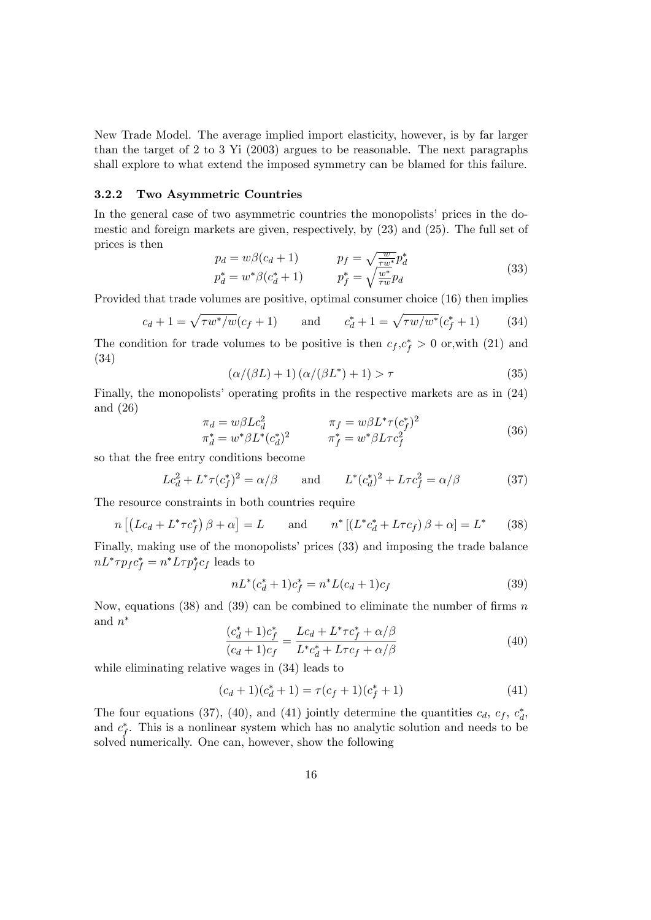New Trade Model. The average implied import elasticity, however, is by far larger than the target of 2 to 3 Yi (2003) argues to be reasonable. The next paragraphs shall explore to what extend the imposed symmetry can be blamed for this failure.

### 3.2.2 Two Asymmetric Countries

In the general case of two asymmetric countries the monopolists' prices in the domestic and foreign markets are given, respectively, by (23) and (25). The full set of prices is then

$$\begin{aligned} p_d &= w\beta(c_d + 1) \qquad & p_f &= \sqrt{\tfrac{w}{\tau w^*}} p_d^* \\ p_d^* &= w^*\beta(c_d^* + 1) \qquad & p_f^* &= \sqrt{\tfrac{w^*}{\tau w}} p_d \end{aligned} \tag{33}$$

Provided that trade volumes are positive, optimal consumer choice (16) then implies

$$c_d + 1 = \sqrt{\tau w^*/w}(c_f + 1) \qquad \text{and} \qquad c_d^* + 1 = \sqrt{\tau w/w^*}(c_f^* + 1) \tag{34}$$

The condition for trade volumes to be positive is then $c_f, c_f^* > 0$ or,with (21) and (34)

$$(\alpha/(\beta L) + 1)(\alpha/(\beta L^*) + 1) > \tau \tag{35}$$

Finally, the monopolists' operating profits in the respective markets are as in (24) and (26)

$$\begin{aligned} \pi_d &= w\beta L c_d^2 \qquad & \pi_f &= w\beta L^* \tau (c_f^*)^2 \\ \pi_d^* &= w^*\beta L^* (c_d^*)^2 \qquad & \pi_f^* &= w^*\beta L \tau c_f^2 \end{aligned} \tag{36}$$

so that the free entry conditions become

$$Lc_d^2 + L^*\tau(c_f^*)^2 = \alpha/\beta \qquad \text{and} \qquad L^*(c_d^*)^2 + L\tau c_f^2 = \alpha/\beta \tag{37}$$

The resource constraints in both countries require

$$n\left[\left(Lc_d + L^*\tau c_f^*\right)\beta + \alpha\right] = L \qquad \text{and} \qquad n^*\left[\left(L^*c_d^* + L\tau c_f\right)\beta + \alpha\right] = L^* \tag{38}$$

Finally, making use of the monopolists' prices (33) and imposing the trade balance $nL^*\tau p_f c_f^* = n^*L\tau p_f^* c_f$ leads to

$$nL^*(c_d^* + 1)c_f^* = n^*L(c_d + 1)c_f \tag{39}$$

Now, equations (38) and (39) can be combined to eliminate the number of firms $n$ and $n^*$

$$\frac{(c_d^* + 1)c_f^*}{(c_d + 1)c_f} = \frac{Lc_d + L^*\tau c_f^* + \alpha/\beta}{L^*c_d^* + L\tau c_f + \alpha/\beta} \tag{40}$$

while eliminating relative wages in (34) leads to

$$(c_d + 1)(c_d^* + 1) = \tau(c_f + 1)(c_f^* + 1) \tag{41}$$

The four equations (37), (40), and (41) jointly determine the quantities $c_d$, $c_f$, $c_d^*$, and $c_f^*$. This is a nonlinear system which has no analytic solution and needs to be solved numerically. One can, however, show the following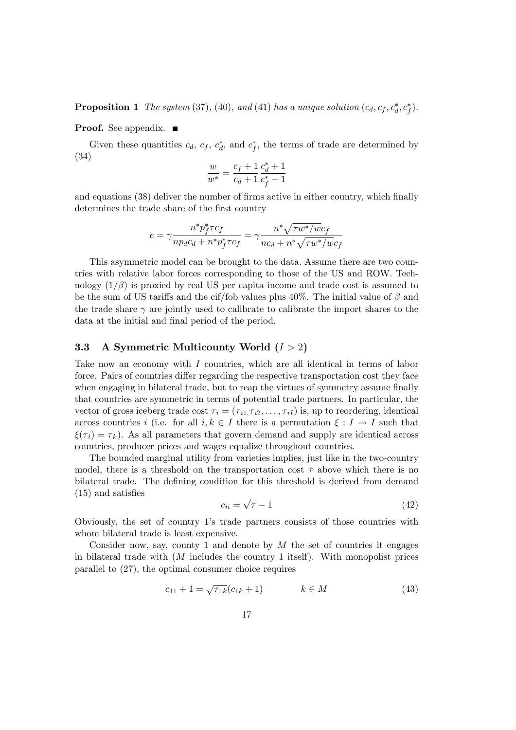**Proposition 1** *The system* (37)*,* (40)*, and* (41) *has a unique solution* $(c_d, c_f, c_d^*, c_f^*)$.

**Proof.** See appendix. ■

Given these quantities $c_d$, $c_f$, $c_d^*$, and $c_f^*$, the terms of trade are determined by (34)

$$\frac{w}{w^*} = \frac{c_f + 1}{c_d + 1}\frac{c_d^* + 1}{c_f^* + 1}$$

and equations (38) deliver the number of firms active in either country, which finally determines the trade share of the first country

$$e = \gamma \frac{n^* p_f^* \tau c_f}{n p_d c_d + n^* p_f^* \tau c_f} = \gamma \frac{n^* \sqrt{\tau w^*/w} c_f}{n c_d + n^* \sqrt{\tau w^*/w} c_f}$$

This asymmetric model can be brought to the data. Assume there are two countries with relative labor forces corresponding to those of the US and ROW. Technology $(1/\beta)$ is proxied by real US per capita income and trade cost is assumed to be the sum of US tariffs and the cif/fob values plus 40%. The initial value of $\beta$ and the trade share $\gamma$ are jointly used to calibrate to calibrate the import shares to the data at the initial and final period of the period.

### 3.3 A Symmetric Multicounty World ($I > 2$)

Take now an economy with $I$ countries, which are all identical in terms of labor force. Pairs of countries differ regarding the respective transportation cost they face when engaging in bilateral trade, but to reap the virtues of symmetry assume finally that countries are symmetric in terms of potential trade partners. In particular, the vector of gross iceberg trade cost $\tau_i = (\tau_{i1,}\tau_{i2}, \ldots, \tau_{iI})$ is, up to reordering, identical across countries $i$ (i.e. for all $i, k \in I$ there is a permutation $\xi : I \to I$ such that $\xi(\tau_i) = \tau_k$). As all parameters that govern demand and supply are identical across countries, producer prices and wages equalize throughout countries.

The bounded marginal utility from varieties implies, just like in the two-country model, there is a threshold on the transportation cost $\bar{\tau}$ above which there is no bilateral trade. The defining condition for this threshold is derived from demand (15) and satisfies

$$c_{ii} = \sqrt{\bar{\tau}} - 1 \tag{42}$$

Obviously, the set of country 1's trade partners consists of those countries with whom bilateral trade is least expensive.

Consider now, say, county 1 and denote by $M$ the set of countries it engages in bilateral trade with ($M$ includes the country 1 itself). With monopolist prices parallel to (27), the optimal consumer choice requires

$$c_{11} + 1 = \sqrt{\tau_{1k}}(c_{1k} + 1) \qquad\qquad k \in M \tag{43}$$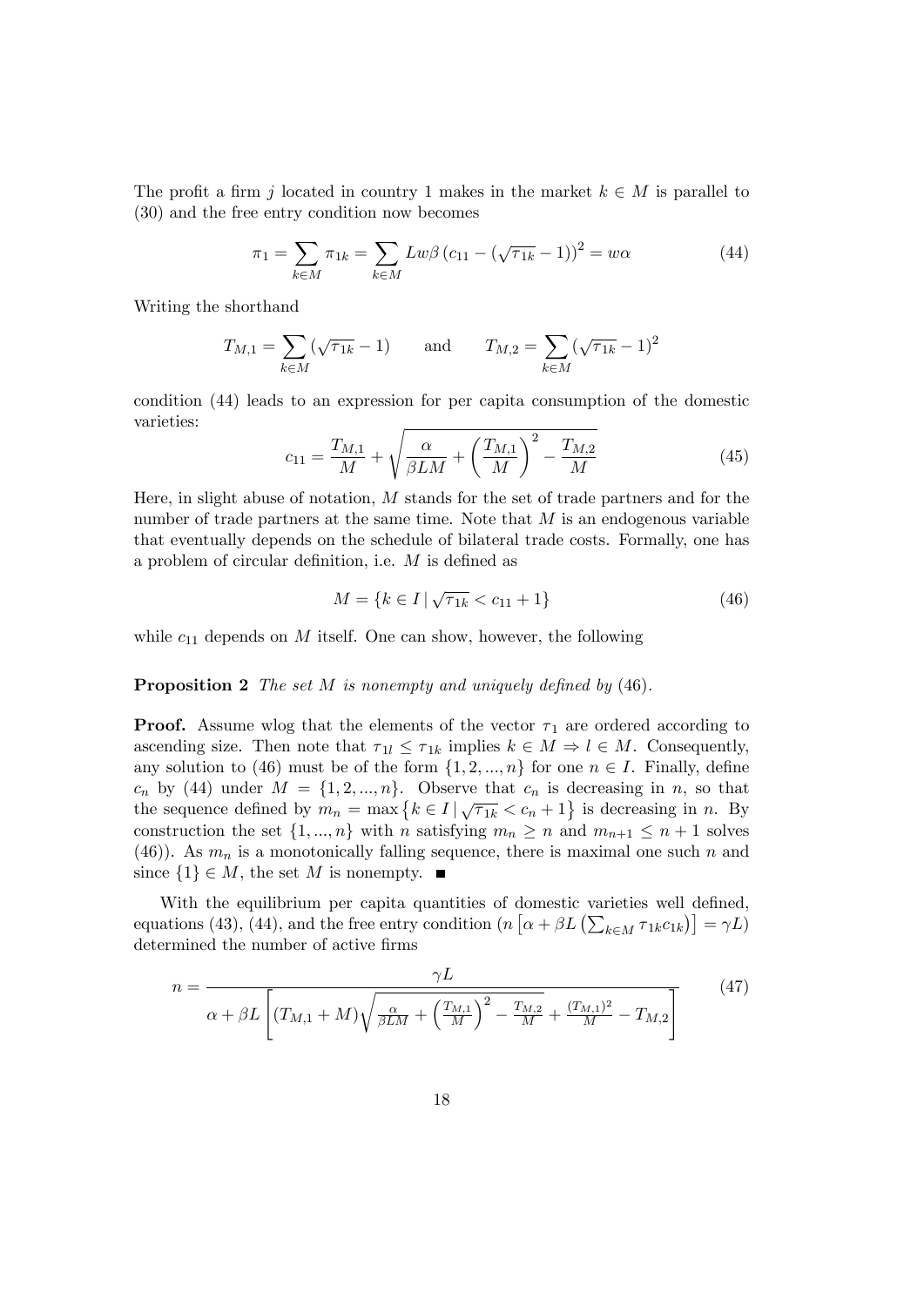The profit a firm $j$ located in country 1 makes in the market $k \in M$ is parallel to (30) and the free entry condition now becomes

$$\pi_1 = \sum_{k \in M} \pi_{1k} = \sum_{k \in M} Lw\beta \left(c_{11} - (\sqrt{\tau_{1k}} - 1)\right)^2 = w\alpha \tag{44}$$

Writing the shorthand

$$T_{M,1} = \sum_{k \in M} (\sqrt{\tau_{1k}} - 1) \qquad \text{and} \qquad T_{M,2} = \sum_{k \in M} (\sqrt{\tau_{1k}} - 1)^2$$

condition (44) leads to an expression for per capita consumption of the domestic varieties:

$$c_{11} = \frac{T_{M,1}}{M} + \sqrt{\frac{\alpha}{\beta L M} + \left(\frac{T_{M,1}}{M}\right)^2 - \frac{T_{M,2}}{M}} \tag{45}$$

Here, in slight abuse of notation, $M$ stands for the set of trade partners and for the number of trade partners at the same time. Note that $M$ is an endogenous variable that eventually depends on the schedule of bilateral trade costs. Formally, one has a problem of circular definition, i.e. $M$ is defined as

$$M = \{k \in I \,|\, \sqrt{\tau_{1k}} < c_{11} + 1\} \tag{46}$$

while $c_{11}$ depends on $M$ itself. One can show, however, the following

**Proposition 2** *The set $M$ is nonempty and uniquely defined by* (46).

**Proof.** Assume wlog that the elements of the vector $\tau_1$ are ordered according to ascending size. Then note that $\tau_{1l} \leq \tau_{1k}$ implies $k \in M \Rightarrow l \in M$. Consequently, any solution to (46) must be of the form $\{1, 2, ..., n\}$ for one $n \in I$. Finally, define $c_n$ by (44) under $M = \{1, 2, ..., n\}$. Observe that $c_n$ is decreasing in $n$, so that the sequence defined by $m_n = \max\left\{k \in I \,|\, \sqrt{\tau_{1k}} < c_n + 1\right\}$ is decreasing in $n$. By construction the set $\{1, ..., n\}$ with $n$ satisfying $m_n \geq n$ and $m_{n+1} \leq n + 1$ solves (46)). As $m_n$ is a monotonically falling sequence, there is maximal one such $n$ and since $\{1\} \in M$, the set $M$ is nonempty. ■

With the equilibrium per capita quantities of domestic varieties well defined, equations (43), (44), and the free entry condition $\left(n\left[\alpha + \beta L\left(\sum_{k \in M} \tau_{1k} c_{1k}\right)\right] = \gamma L\right)$ determined the number of active firms

$$n = \frac{\gamma L}{\alpha + \beta L\left[(T_{M,1} + M)\sqrt{\frac{\alpha}{\beta L M} + \left(\frac{T_{M,1}}{M}\right)^2 - \frac{T_{M,2}}{M}} + \frac{(T_{M,1})^2}{M} - T_{M,2}\right]} \tag{47}$$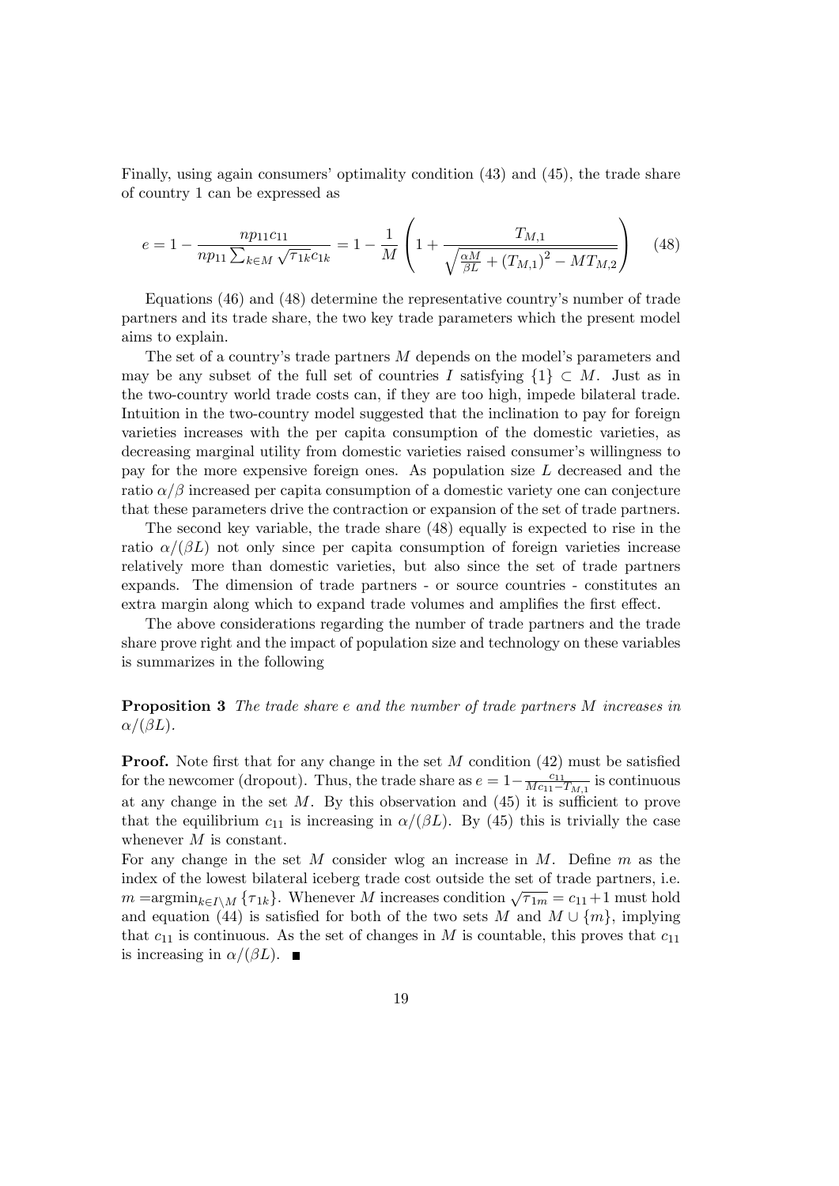Finally, using again consumers' optimality condition (43) and (45), the trade share of country 1 can be expressed as

$$e = 1 - \frac{np_{11}c_{11}}{np_{11}\sum_{k\in M}\sqrt{\tau_{1k}}c_{1k}} = 1 - \frac{1}{M}\left(1 + \frac{T_{M,1}}{\sqrt{\frac{\alpha M}{\beta L} + (T_{M,1})^2 - MT_{M,2}}}\right) \quad (48)$$

Equations (46) and (48) determine the representative country's number of trade partners and its trade share, the two key trade parameters which the present model aims to explain.

The set of a country's trade partners $M$ depends on the model's parameters and may be any subset of the full set of countries $I$ satisfying $\{1\} \subset M$. Just as in the two-country world trade costs can, if they are too high, impede bilateral trade. Intuition in the two-country model suggested that the inclination to pay for foreign varieties increases with the per capita consumption of the domestic varieties, as decreasing marginal utility from domestic varieties raised consumer's willingness to pay for the more expensive foreign ones. As population size $L$ decreased and the ratio $\alpha/\beta$ increased per capita consumption of a domestic variety one can conjecture that these parameters drive the contraction or expansion of the set of trade partners.

The second key variable, the trade share (48) equally is expected to rise in the ratio $\alpha/(\beta L)$ not only since per capita consumption of foreign varieties increase relatively more than domestic varieties, but also since the set of trade partners expands. The dimension of trade partners - or source countries - constitutes an extra margin along which to expand trade volumes and amplifies the first effect.

The above considerations regarding the number of trade partners and the trade share prove right and the impact of population size and technology on these variables is summarizes in the following

**Proposition 3** *The trade share $e$ and the number of trade partners $M$ increases in $\alpha/(\beta L)$.*

**Proof.** Note first that for any change in the set $M$ condition (42) must be satisfied for the newcomer (dropout). Thus, the trade share as $e = 1 - \frac{c_{11}}{Mc_{11} - T_{M,1}}$ is continuous at any change in the set $M$. By this observation and (45) it is sufficient to prove that the equilibrium $c_{11}$ is increasing in $\alpha/(\beta L)$. By (45) this is trivially the case whenever $M$ is constant.

For any change in the set $M$ consider wlog an increase in $M$. Define $m$ as the index of the lowest bilateral iceberg trade cost outside the set of trade partners, i.e. $m = \text{argmin}_{k\in I\setminus M}\{\tau_{1k}\}$. Whenever $M$ increases condition $\sqrt{\tau_{1m}} = c_{11} + 1$ must hold and equation (44) is satisfied for both of the two sets $M$ and $M \cup \{m\}$, implying that $c_{11}$ is continuous. As the set of changes in $M$ is countable, this proves that $c_{11}$ is increasing in $\alpha/(\beta L)$. ■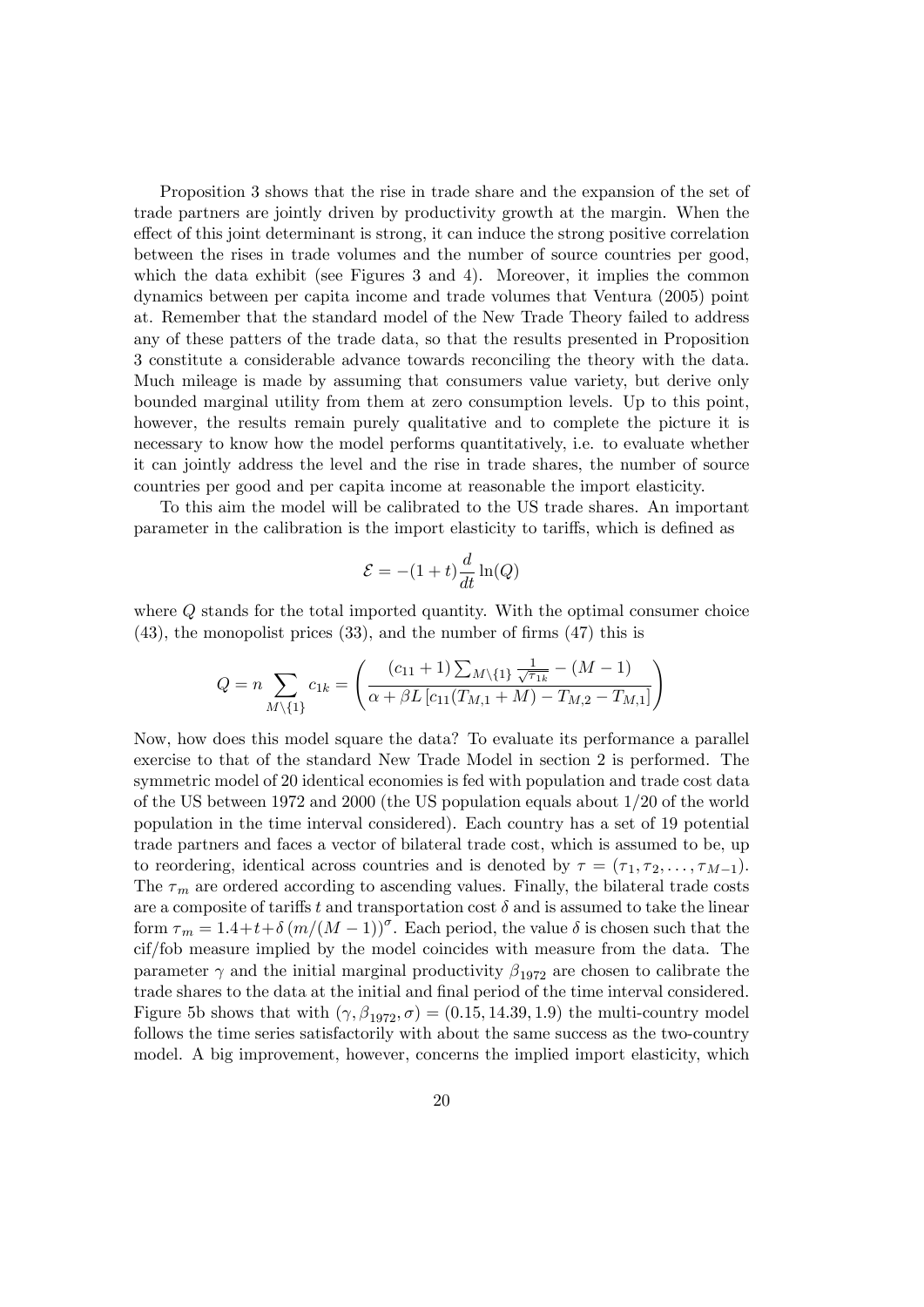Proposition 3 shows that the rise in trade share and the expansion of the set of trade partners are jointly driven by productivity growth at the margin. When the effect of this joint determinant is strong, it can induce the strong positive correlation between the rises in trade volumes and the number of source countries per good, which the data exhibit (see Figures 3 and 4). Moreover, it implies the common dynamics between per capita income and trade volumes that Ventura (2005) point at. Remember that the standard model of the New Trade Theory failed to address any of these patters of the trade data, so that the results presented in Proposition 3 constitute a considerable advance towards reconciling the theory with the data. Much mileage is made by assuming that consumers value variety, but derive only bounded marginal utility from them at zero consumption levels. Up to this point, however, the results remain purely qualitative and to complete the picture it is necessary to know how the model performs quantitatively, i.e. to evaluate whether it can jointly address the level and the rise in trade shares, the number of source countries per good and per capita income at reasonable the import elasticity.

To this aim the model will be calibrated to the US trade shares. An important parameter in the calibration is the import elasticity to tariffs, which is defined as

$$\mathcal{E} = -(1+t)\frac{d}{dt}\ln(Q)$$

where $Q$ stands for the total imported quantity. With the optimal consumer choice (43), the monopolist prices (33), and the number of firms (47) this is

$$Q = n \sum_{M\setminus\{1\}} c_{1k} = \left( \frac{(c_{11}+1)\sum_{M\setminus\{1\}} \frac{1}{\sqrt{\tau_{1k}}} - (M-1)}{\alpha + \beta L\left[c_{11}(T_{M,1}+M) - T_{M,2} - T_{M,1}\right]} \right)$$

Now, how does this model square the data? To evaluate its performance a parallel exercise to that of the standard New Trade Model in section 2 is performed. The symmetric model of 20 identical economies is fed with population and trade cost data of the US between 1972 and 2000 (the US population equals about 1/20 of the world population in the time interval considered). Each country has a set of 19 potential trade partners and faces a vector of bilateral trade cost, which is assumed to be, up to reordering, identical across countries and is denoted by $\tau = (\tau_1, \tau_2, \ldots, \tau_{M-1})$. The $\tau_m$ are ordered according to ascending values. Finally, the bilateral trade costs are a composite of tariffs $t$ and transportation cost $\delta$ and is assumed to take the linear form $\tau_m = 1.4 + t + \delta\,(m/(M-1))^{\sigma}$. Each period, the value $\delta$ is chosen such that the cif/fob measure implied by the model coincides with measure from the data. The parameter $\gamma$ and the initial marginal productivity $\beta_{1972}$ are chosen to calibrate the trade shares to the data at the initial and final period of the time interval considered. Figure 5b shows that with $(\gamma, \beta_{1972}, \sigma) = (0.15, 14.39, 1.9)$ the multi-country model follows the time series satisfactorily with about the same success as the two-country model. A big improvement, however, concerns the implied import elasticity, which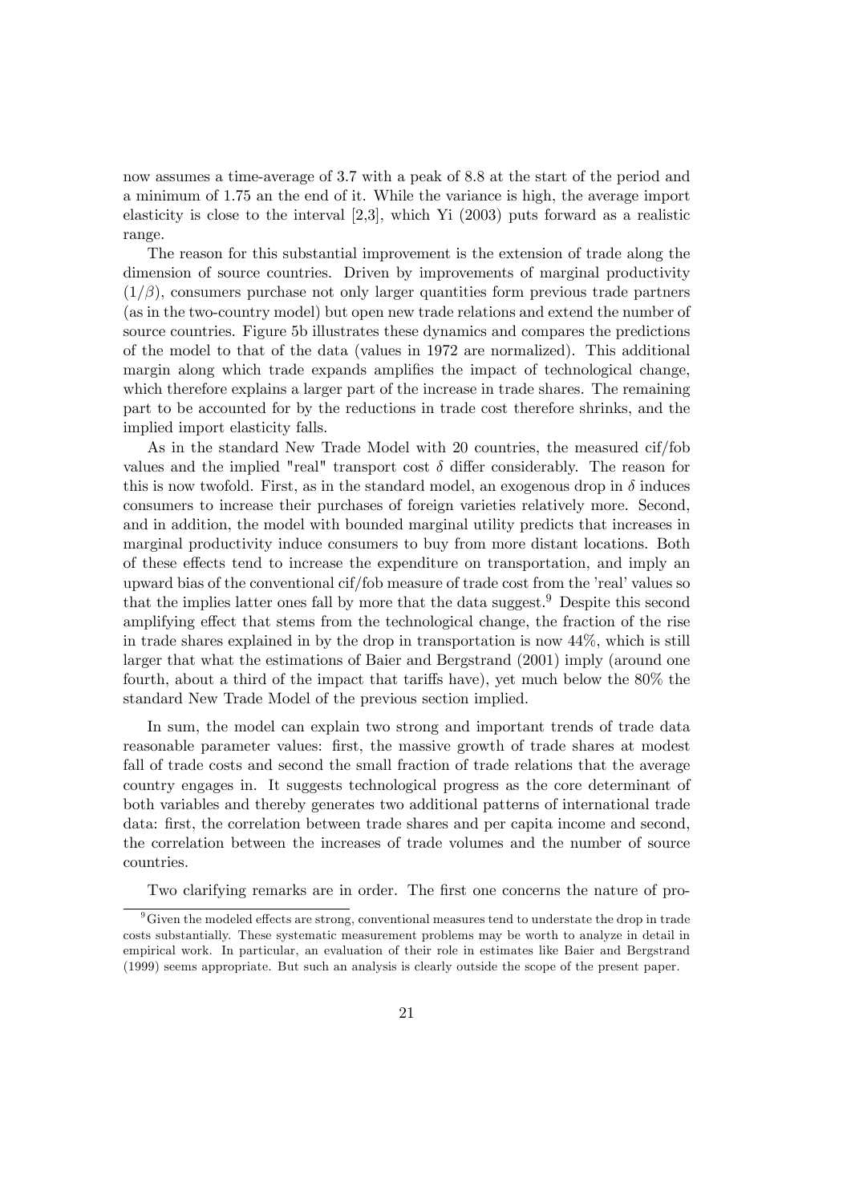now assumes a time-average of 3.7 with a peak of 8.8 at the start of the period and a minimum of 1.75 an the end of it. While the variance is high, the average import elasticity is close to the interval [2,3], which Yi (2003) puts forward as a realistic range.

The reason for this substantial improvement is the extension of trade along the dimension of source countries. Driven by improvements of marginal productivity $(1/\beta)$, consumers purchase not only larger quantities form previous trade partners (as in the two-country model) but open new trade relations and extend the number of source countries. Figure 5b illustrates these dynamics and compares the predictions of the model to that of the data (values in 1972 are normalized). This additional margin along which trade expands amplifies the impact of technological change, which therefore explains a larger part of the increase in trade shares. The remaining part to be accounted for by the reductions in trade cost therefore shrinks, and the implied import elasticity falls.

As in the standard New Trade Model with 20 countries, the measured cif/fob values and the implied "real" transport cost $\delta$ differ considerably. The reason for this is now twofold. First, as in the standard model, an exogenous drop in $\delta$ induces consumers to increase their purchases of foreign varieties relatively more. Second, and in addition, the model with bounded marginal utility predicts that increases in marginal productivity induce consumers to buy from more distant locations. Both of these effects tend to increase the expenditure on transportation, and imply an upward bias of the conventional cif/fob measure of trade cost from the 'real' values so that the implies latter ones fall by more that the data suggest.[9] Despite this second amplifying effect that stems from the technological change, the fraction of the rise in trade shares explained in by the drop in transportation is now 44%, which is still larger that what the estimations of Baier and Bergstrand (2001) imply (around one fourth, about a third of the impact that tariffs have), yet much below the 80% the standard New Trade Model of the previous section implied.

In sum, the model can explain two strong and important trends of trade data reasonable parameter values: first, the massive growth of trade shares at modest fall of trade costs and second the small fraction of trade relations that the average country engages in. It suggests technological progress as the core determinant of both variables and thereby generates two additional patterns of international trade data: first, the correlation between trade shares and per capita income and second, the correlation between the increases of trade volumes and the number of source countries.

Two clarifying remarks are in order. The first one concerns the nature of pro-

[9] Given the modeled effects are strong, conventional measures tend to understate the drop in trade costs substantially. These systematic measurement problems may be worth to analyze in detail in empirical work. In particular, an evaluation of their role in estimates like Baier and Bergstrand (1999) seems appropriate. But such an analysis is clearly outside the scope of the present paper.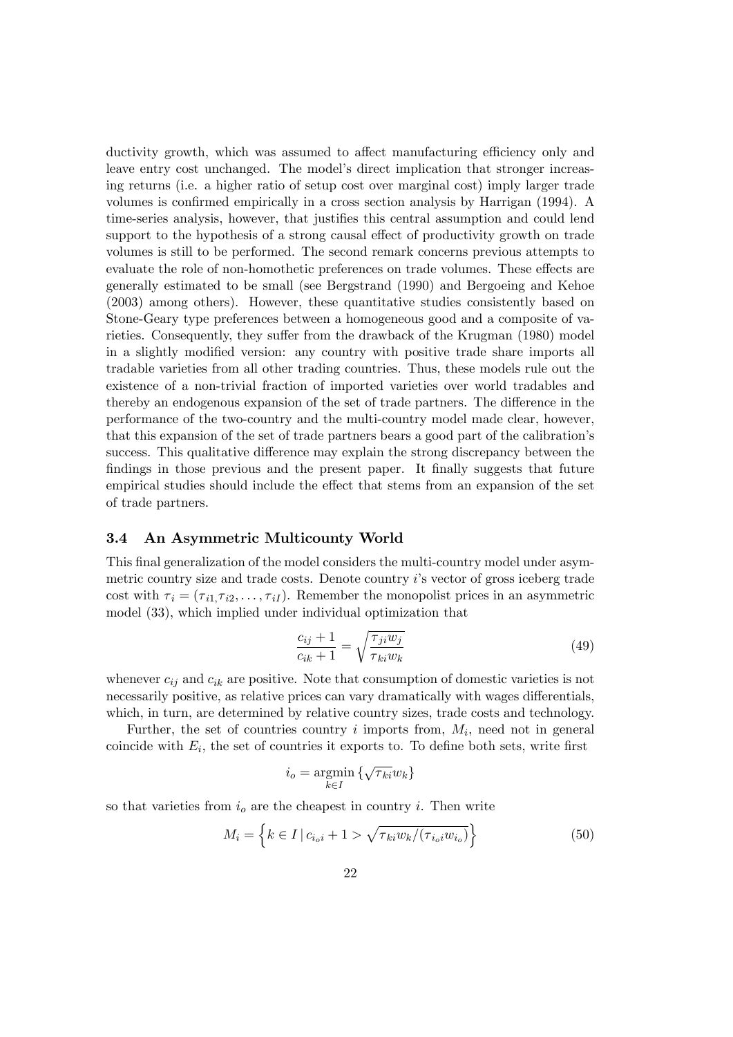ductivity growth, which was assumed to affect manufacturing efficiency only and leave entry cost unchanged. The model's direct implication that stronger increasing returns (i.e. a higher ratio of setup cost over marginal cost) imply larger trade volumes is confirmed empirically in a cross section analysis by Harrigan (1994). A time-series analysis, however, that justifies this central assumption and could lend support to the hypothesis of a strong causal effect of productivity growth on trade volumes is still to be performed. The second remark concerns previous attempts to evaluate the role of non-homothetic preferences on trade volumes. These effects are generally estimated to be small (see Bergstrand (1990) and Bergoeing and Kehoe (2003) among others). However, these quantitative studies consistently based on Stone-Geary type preferences between a homogeneous good and a composite of varieties. Consequently, they suffer from the drawback of the Krugman (1980) model in a slightly modified version: any country with positive trade share imports all tradable varieties from all other trading countries. Thus, these models rule out the existence of a non-trivial fraction of imported varieties over world tradables and thereby an endogenous expansion of the set of trade partners. The difference in the performance of the two-country and the multi-country model made clear, however, that this expansion of the set of trade partners bears a good part of the calibration's success. This qualitative difference may explain the strong discrepancy between the findings in those previous and the present paper. It finally suggests that future empirical studies should include the effect that stems from an expansion of the set of trade partners.

### 3.4 An Asymmetric Multicounty World

This final generalization of the model considers the multi-country model under asymmetric country size and trade costs. Denote country $i$'s vector of gross iceberg trade cost with $\tau_i = (\tau_{i1}, \tau_{i2}, \ldots, \tau_{iI})$. Remember the monopolist prices in an asymmetric model (33), which implied under individual optimization that

$$\frac{c_{ij}+1}{c_{ik}+1} = \sqrt{\frac{\tau_{ji} w_j}{\tau_{ki} w_k}} \tag{49}$$

whenever $c_{ij}$ and $c_{ik}$ are positive. Note that consumption of domestic varieties is not necessarily positive, as relative prices can vary dramatically with wages differentials, which, in turn, are determined by relative country sizes, trade costs and technology.

Further, the set of countries country $i$ imports from, $M_i$, need not in general coincide with $E_i$, the set of countries it exports to. To define both sets, write first

$$i_o = \underset{k \in I}{\operatorname{argmin}} \{\sqrt{\tau_{ki}} w_k\}$$

so that varieties from $i_o$ are the cheapest in country $i$. Then write

$$M_i = \left\{ k \in I \,|\, c_{i_o i} + 1 > \sqrt{\tau_{ki} w_k / (\tau_{i_o i} w_{i_o})} \right\} \tag{50}$$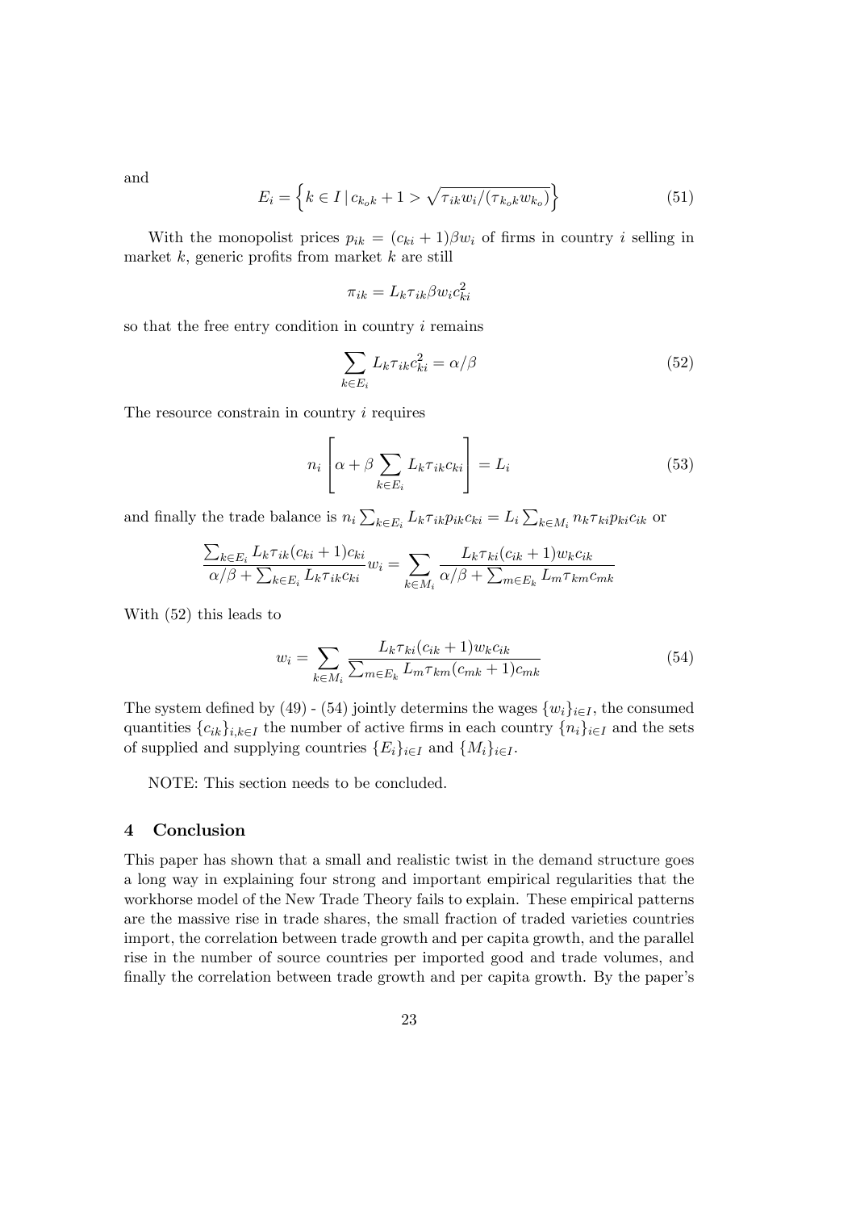and

$$E_i = \left\{ k \in I \,|\, c_{k_o k} + 1 > \sqrt{\tau_{ik} w_i / (\tau_{k_o k} w_{k_o})} \right\} \tag{51}$$

With the monopolist prices $p_{ik} = (c_{ki} + 1)\beta w_i$ of firms in country $i$ selling in market $k$, generic profits from market $k$ are still

$$\pi_{ik} = L_k \tau_{ik} \beta w_i c_{ki}^2$$

so that the free entry condition in country $i$ remains

$$\sum_{k \in E_i} L_k \tau_{ik} c_{ki}^2 = \alpha / \beta \tag{52}$$

The resource constrain in country $i$ requires

$$n_i \left[ \alpha + \beta \sum_{k \in E_i} L_k \tau_{ik} c_{ki} \right] = L_i \tag{53}$$

and finally the trade balance is $n_i \sum_{k \in E_i} L_k \tau_{ik} p_{ik} c_{ki} = L_i \sum_{k \in M_i} n_k \tau_{ki} p_{ki} c_{ik}$ or

$$\frac{\sum_{k \in E_i} L_k \tau_{ik} (c_{ki} + 1) c_{ki}}{\alpha/\beta + \sum_{k \in E_i} L_k \tau_{ik} c_{ki}} w_i = \sum_{k \in M_i} \frac{L_k \tau_{ki} (c_{ik} + 1) w_k c_{ik}}{\alpha/\beta + \sum_{m \in E_k} L_m \tau_{km} c_{mk}}$$

With (52) this leads to

$$w_i = \sum_{k \in M_i} \frac{L_k \tau_{ki} (c_{ik} + 1) w_k c_{ik}}{\sum_{m \in E_k} L_m \tau_{km} (c_{mk} + 1) c_{mk}} \tag{54}$$

The system defined by (49) - (54) jointly determins the wages $\{w_i\}_{i \in I}$, the consumed quantities $\{c_{ik}\}_{i,k \in I}$ the number of active firms in each country $\{n_i\}_{i \in I}$ and the sets of supplied and supplying countries $\{E_i\}_{i \in I}$ and $\{M_i\}_{i \in I}$.

NOTE: This section needs to be concluded.

## 4 Conclusion

This paper has shown that a small and realistic twist in the demand structure goes a long way in explaining four strong and important empirical regularities that the workhorse model of the New Trade Theory fails to explain. These empirical patterns are the massive rise in trade shares, the small fraction of traded varieties countries import, the correlation between trade growth and per capita growth, and the parallel rise in the number of source countries per imported good and trade volumes, and finally the correlation between trade growth and per capita growth. By the paper's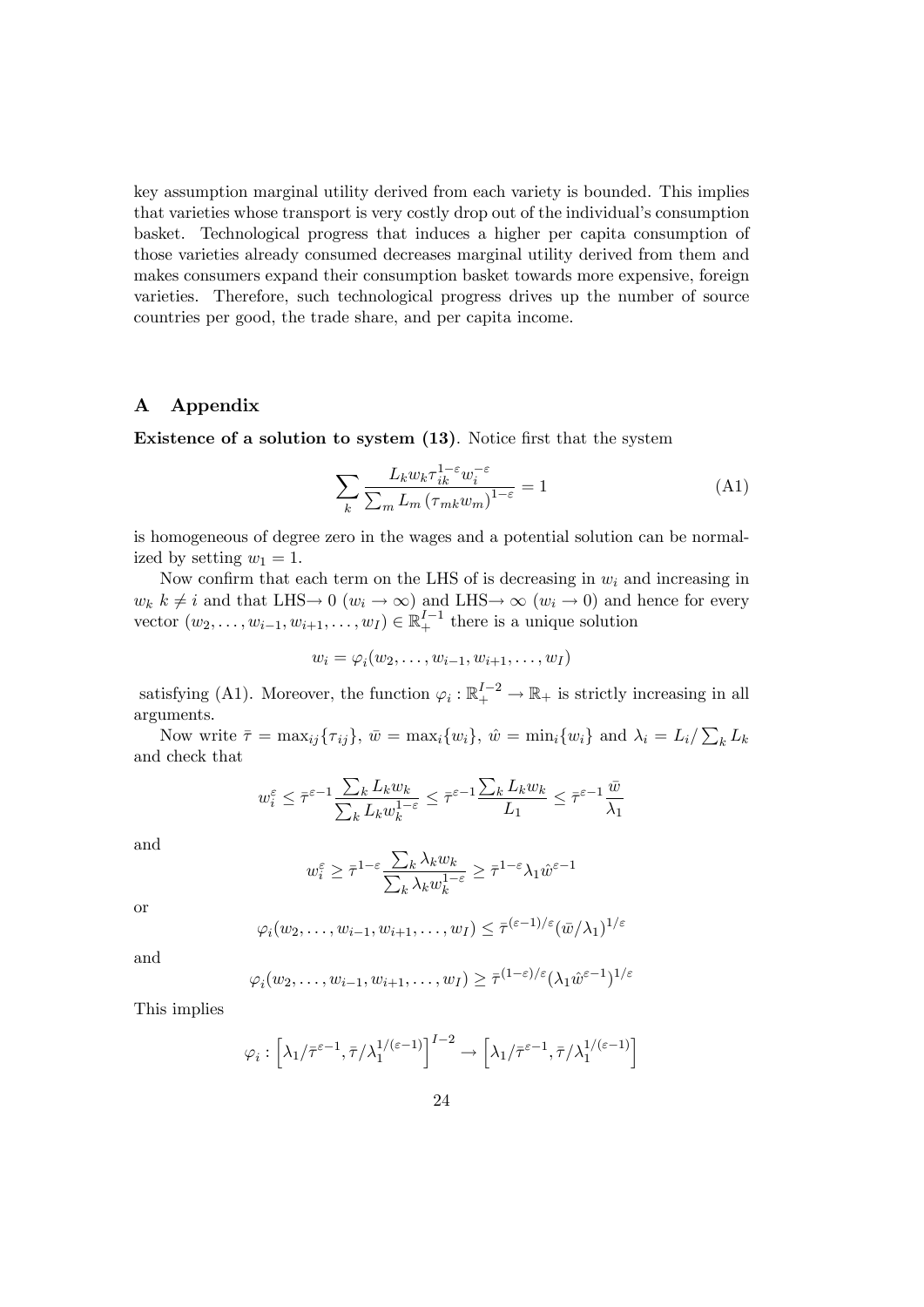key assumption marginal utility derived from each variety is bounded. This implies that varieties whose transport is very costly drop out of the individual's consumption basket. Technological progress that induces a higher per capita consumption of those varieties already consumed decreases marginal utility derived from them and makes consumers expand their consumption basket towards more expensive, foreign varieties. Therefore, such technological progress drives up the number of source countries per good, the trade share, and per capita income.

## A Appendix

**Existence of a solution to system (13)**. Notice first that the system

$$\sum_k \frac{L_k w_k \tau_{ik}^{1-\varepsilon} w_i^{-\varepsilon}}{\sum_m L_m \left(\tau_{mk} w_m\right)^{1-\varepsilon}} = 1 \tag{A1}$$

is homogeneous of degree zero in the wages and a potential solution can be normalized by setting $w_1 = 1$.

Now confirm that each term on the LHS of is decreasing in $w_i$ and increasing in $w_k$ $k \neq i$ and that LHS$\rightarrow 0$ $(w_i \rightarrow \infty)$ and LHS$\rightarrow \infty$ $(w_i \rightarrow 0)$ and hence for every vector $(w_2, \ldots, w_{i-1}, w_{i+1}, \ldots, w_I) \in \mathbb{R}_+^{I-1}$ there is a unique solution

$$w_i = \varphi_i(w_2, \ldots, w_{i-1}, w_{i+1}, \ldots, w_I)$$

satisfying (A1). Moreover, the function $\varphi_i : \mathbb{R}_+^{I-2} \rightarrow \mathbb{R}_+$ is strictly increasing in all arguments.

Now write $\bar{\tau} = \max_{ij}\{\tau_{ij}\}$, $\bar{w} = \max_i\{w_i\}$, $\hat{w} = \min_i\{w_i\}$ and $\lambda_i = L_i / \sum_k L_k$ and check that

$$w_i^{\varepsilon} \leq \bar{\tau}^{\varepsilon-1} \frac{\sum_k L_k w_k}{\sum_k L_k w_k^{1-\varepsilon}} \leq \bar{\tau}^{\varepsilon-1} \frac{\sum_k L_k w_k}{L_1} \leq \bar{\tau}^{\varepsilon-1} \frac{\bar{w}}{\lambda_1}$$

and

$$w_i^{\varepsilon} \geq \bar{\tau}^{1-\varepsilon} \frac{\sum_k \lambda_k w_k}{\sum_k \lambda_k w_k^{1-\varepsilon}} \geq \bar{\tau}^{1-\varepsilon} \lambda_1 \hat{w}^{\varepsilon-1}$$

or

$$\varphi_i(w_2, \ldots, w_{i-1}, w_{i+1}, \ldots, w_I) \leq \bar{\tau}^{(\varepsilon-1)/\varepsilon} (\bar{w}/\lambda_1)^{1/\varepsilon}$$

and

$$\varphi_i(w_2, \ldots, w_{i-1}, w_{i+1}, \ldots, w_I) \geq \bar{\tau}^{(1-\varepsilon)/\varepsilon} (\lambda_1 \hat{w}^{\varepsilon-1})^{1/\varepsilon}$$

This implies

$$\varphi_i : \left[\lambda_1/\bar{\tau}^{\varepsilon-1}, \bar{\tau}/\lambda_1^{1/(\varepsilon-1)}\right]^{I-2} \rightarrow \left[\lambda_1/\bar{\tau}^{\varepsilon-1}, \bar{\tau}/\lambda_1^{1/(\varepsilon-1)}\right]$$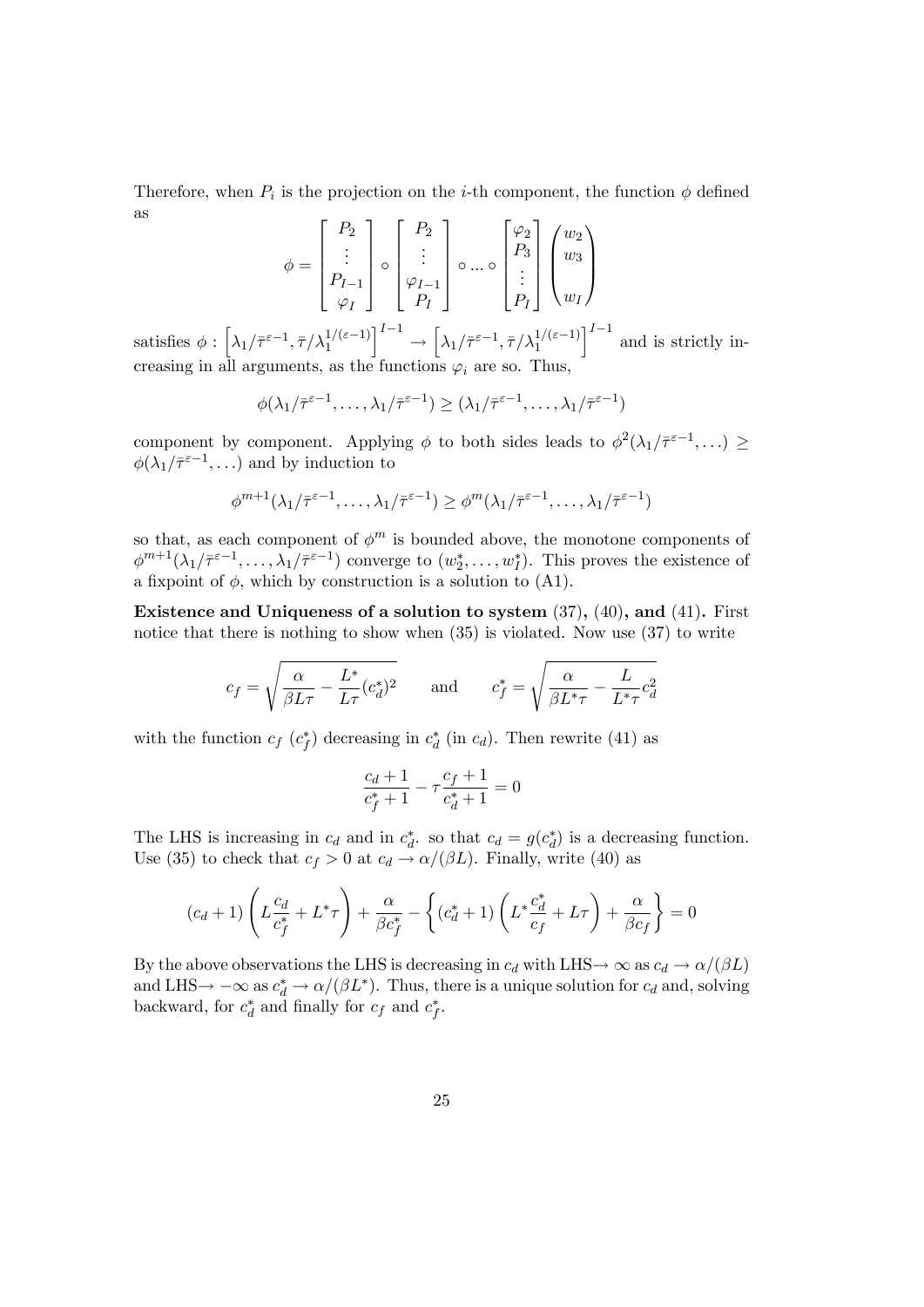Therefore, when $P_i$ is the projection on the $i$-th component, the function $\phi$ defined as

$$\phi = \begin{bmatrix} P_2 \\ \vdots \\ P_{I-1} \\ \varphi_I \end{bmatrix} \circ \begin{bmatrix} P_2 \\ \vdots \\ \varphi_{I-1} \\ P_I \end{bmatrix} \circ ... \circ \begin{bmatrix} \varphi_2 \\ P_3 \\ \vdots \\ P_I \end{bmatrix} \begin{pmatrix} w_2 \\ w_3 \\ \\ w_I \end{pmatrix}$$

satisfies $\phi : \left[\lambda_1/\bar{\tau}^{\varepsilon-1}, \bar{\tau}/\lambda_1^{1/(\varepsilon-1)}\right]^{I-1} \to \left[\lambda_1/\bar{\tau}^{\varepsilon-1}, \bar{\tau}/\lambda_1^{1/(\varepsilon-1)}\right]^{I-1}$ and is strictly increasing in all arguments, as the functions $\varphi_i$ are so. Thus,

$$\phi(\lambda_1/\bar{\tau}^{\varepsilon-1}, \dots, \lambda_1/\bar{\tau}^{\varepsilon-1}) \geq (\lambda_1/\bar{\tau}^{\varepsilon-1}, \dots, \lambda_1/\bar{\tau}^{\varepsilon-1})$$

component by component. Applying $\phi$ to both sides leads to $\phi^2(\lambda_1/\bar{\tau}^{\varepsilon-1}, \dots) \geq \phi(\lambda_1/\bar{\tau}^{\varepsilon-1}, \dots)$ and by induction to

$$\phi^{m+1}(\lambda_1/\bar{\tau}^{\varepsilon-1}, \dots, \lambda_1/\bar{\tau}^{\varepsilon-1}) \geq \phi^m(\lambda_1/\bar{\tau}^{\varepsilon-1}, \dots, \lambda_1/\bar{\tau}^{\varepsilon-1})$$

so that, as each component of $\phi^m$ is bounded above, the monotone components of $\phi^{m+1}(\lambda_1/\bar{\tau}^{\varepsilon-1}, \dots, \lambda_1/\bar{\tau}^{\varepsilon-1})$ converge to $(w_2^*, \dots, w_I^*)$. This proves the existence of a fixpoint of $\phi$, which by construction is a solution to (A1).

**Existence and Uniqueness of a solution to system** (37)**,** (40)**, and** (41)**.** First notice that there is nothing to show when (35) is violated. Now use (37) to write

$$c_f = \sqrt{\frac{\alpha}{\beta L \tau} - \frac{L^*}{L\tau}(c_d^*)^2} \qquad \text{and} \qquad c_f^* = \sqrt{\frac{\alpha}{\beta L^* \tau} - \frac{L}{L^* \tau} c_d^2}$$

with the function $c_f$ ($c_f^*$) decreasing in $c_d^*$ (in $c_d$). Then rewrite (41) as

$$\frac{c_d + 1}{c_f^* + 1} - \tau \frac{c_f + 1}{c_d^* + 1} = 0$$

The LHS is increasing in $c_d$ and in $c_d^*$. so that $c_d = g(c_d^*)$ is a decreasing function. Use (35) to check that $c_f > 0$ at $c_d \to \alpha/(\beta L)$. Finally, write (40) as

$$(c_d + 1)\left(L\frac{c_d}{c_f^*} + L^*\tau\right) + \frac{\alpha}{\beta c_f^*} - \left\{(c_d^* + 1)\left(L^*\frac{c_d^*}{c_f} + L\tau\right) + \frac{\alpha}{\beta c_f}\right\} = 0$$

By the above observations the LHS is decreasing in $c_d$ with LHS$\to \infty$ as $c_d \to \alpha/(\beta L)$ and LHS$\to -\infty$ as $c_d^* \to \alpha/(\beta L^*)$. Thus, there is a unique solution for $c_d$ and, solving backward, for $c_d^*$ and finally for $c_f$ and $c_f^*$.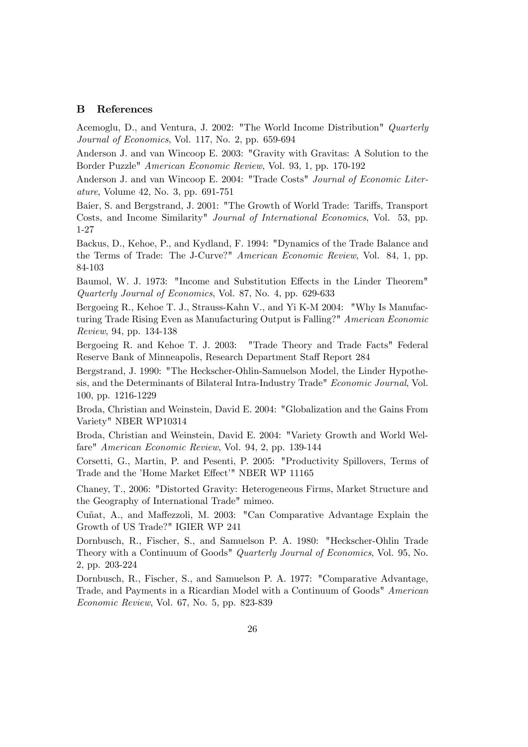## B References

Acemoglu, D., and Ventura, J. 2002: "The World Income Distribution" *Quarterly Journal of Economics*, Vol. 117, No. 2, pp. 659-694

Anderson J. and van Wincoop E. 2003: "Gravity with Gravitas: A Solution to the Border Puzzle" *American Economic Review*, Vol. 93, 1, pp. 170-192

Anderson J. and van Wincoop E. 2004: "Trade Costs" *Journal of Economic Literature*, Volume 42, No. 3, pp. 691-751

Baier, S. and Bergstrand, J. 2001: "The Growth of World Trade: Tariffs, Transport Costs, and Income Similarity" *Journal of International Economics*, Vol. 53, pp. 1-27

Backus, D., Kehoe, P., and Kydland, F. 1994: "Dynamics of the Trade Balance and the Terms of Trade: The J-Curve?" *American Economic Review*, Vol. 84, 1, pp. 84-103

Baumol, W. J. 1973: "Income and Substitution Effects in the Linder Theorem" *Quarterly Journal of Economics*, Vol. 87, No. 4, pp. 629-633

Bergoeing R., Kehoe T. J., Strauss-Kahn V., and Yi K-M 2004: "Why Is Manufacturing Trade Rising Even as Manufacturing Output is Falling?" *American Economic Review*, 94, pp. 134-138

Bergoeing R. and Kehoe T. J. 2003: "Trade Theory and Trade Facts" Federal Reserve Bank of Minneapolis, Research Department Staff Report 284

Bergstrand, J. 1990: "The Heckscher-Ohlin-Samuelson Model, the Linder Hypothesis, and the Determinants of Bilateral Intra-Industry Trade" *Economic Journal*, Vol. 100, pp. 1216-1229

Broda, Christian and Weinstein, David E. 2004: "Globalization and the Gains From Variety" NBER WP10314

Broda, Christian and Weinstein, David E. 2004: "Variety Growth and World Welfare" *American Economic Review*, Vol. 94, 2, pp. 139-144

Corsetti, G., Martin, P. and Pesenti, P. 2005: "Productivity Spillovers, Terms of Trade and the 'Home Market Effect'" NBER WP 11165

Chaney, T., 2006: "Distorted Gravity: Heterogeneous Firms, Market Structure and the Geography of International Trade" mimeo.

Cuñat, A., and Maffezzoli, M. 2003: "Can Comparative Advantage Explain the Growth of US Trade?" IGIER WP 241

Dornbusch, R., Fischer, S., and Samuelson P. A. 1980: "Heckscher-Ohlin Trade Theory with a Continuum of Goods" *Quarterly Journal of Economics*, Vol. 95, No. 2, pp. 203-224

Dornbusch, R., Fischer, S., and Samuelson P. A. 1977: "Comparative Advantage, Trade, and Payments in a Ricardian Model with a Continuum of Goods" *American Economic Review*, Vol. 67, No. 5, pp. 823-839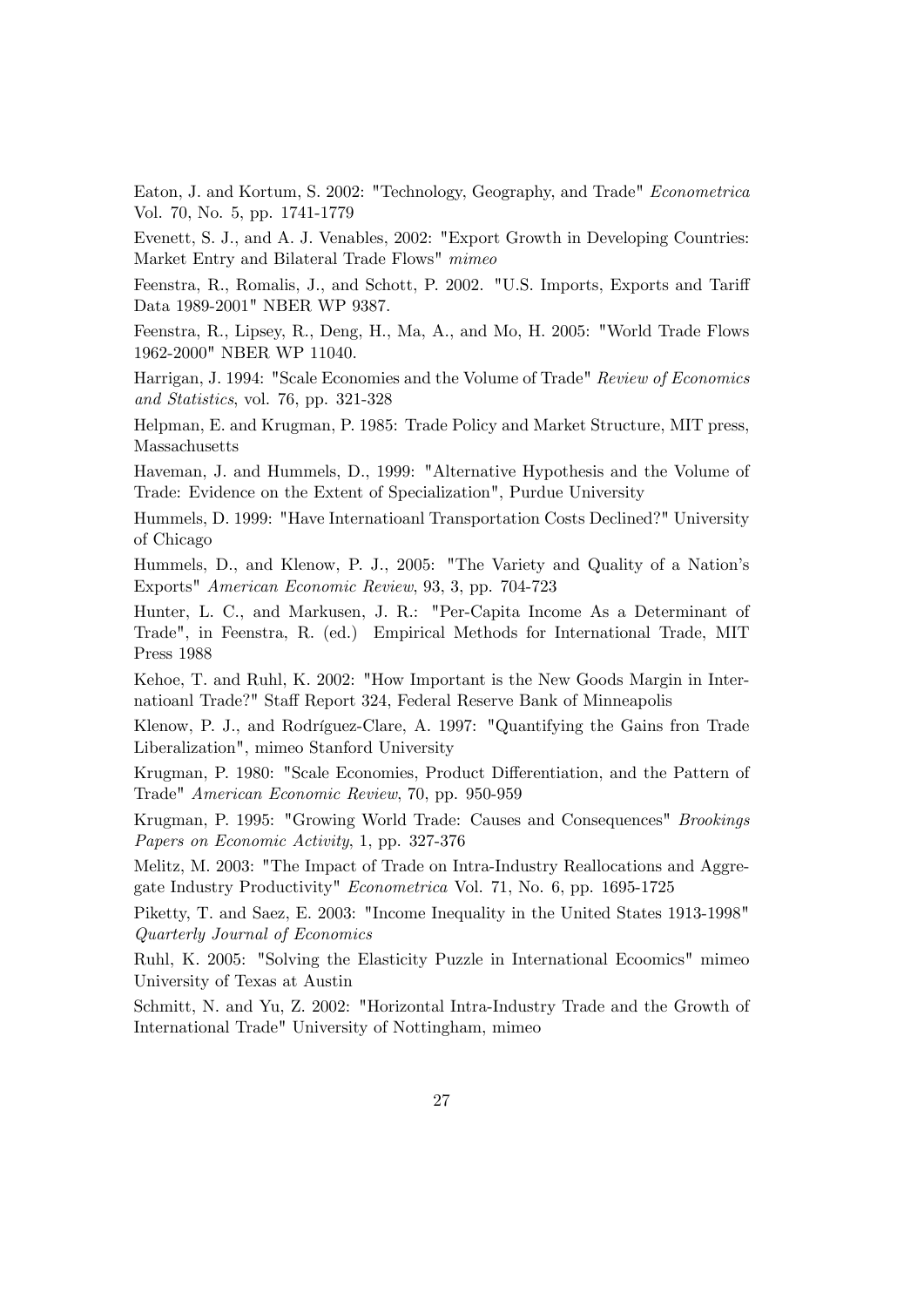Eaton, J. and Kortum, S. 2002: "Technology, Geography, and Trade" *Econometrica* Vol. 70, No. 5, pp. 1741-1779

Evenett, S. J., and A. J. Venables, 2002: "Export Growth in Developing Countries: Market Entry and Bilateral Trade Flows" *mimeo*

Feenstra, R., Romalis, J., and Schott, P. 2002. "U.S. Imports, Exports and Tariff Data 1989-2001" NBER WP 9387.

Feenstra, R., Lipsey, R., Deng, H., Ma, A., and Mo, H. 2005: "World Trade Flows 1962-2000" NBER WP 11040.

Harrigan, J. 1994: "Scale Economies and the Volume of Trade" *Review of Economics and Statistics*, vol. 76, pp. 321-328

Helpman, E. and Krugman, P. 1985: Trade Policy and Market Structure, MIT press, Massachusetts

Haveman, J. and Hummels, D., 1999: "Alternative Hypothesis and the Volume of Trade: Evidence on the Extent of Specialization", Purdue University

Hummels, D. 1999: "Have Internatioanl Transportation Costs Declined?" University of Chicago

Hummels, D., and Klenow, P. J., 2005: "The Variety and Quality of a Nation's Exports" *American Economic Review*, 93, 3, pp. 704-723

Hunter, L. C., and Markusen, J. R.: "Per-Capita Income As a Determinant of Trade", in Feenstra, R. (ed.) Empirical Methods for International Trade, MIT Press 1988

Kehoe, T. and Ruhl, K. 2002: "How Important is the New Goods Margin in Internatioanl Trade?" Staff Report 324, Federal Reserve Bank of Minneapolis

Klenow, P. J., and Rodríguez-Clare, A. 1997: "Quantifying the Gains from Trade Liberalization", mimeo Stanford University

Krugman, P. 1980: "Scale Economies, Product Differentiation, and the Pattern of Trade" *American Economic Review*, 70, pp. 950-959

Krugman, P. 1995: "Growing World Trade: Causes and Consequences" *Brookings Papers on Economic Activity*, 1, pp. 327-376

Melitz, M. 2003: "The Impact of Trade on Intra-Industry Reallocations and Aggregate Industry Productivity" *Econometrica* Vol. 71, No. 6, pp. 1695-1725

Piketty, T. and Saez, E. 2003: "Income Inequality in the United States 1913-1998" *Quarterly Journal of Economics*

Ruhl, K. 2005: "Solving the Elasticity Puzzle in International Ecoomics" mimeo University of Texas at Austin

Schmitt, N. and Yu, Z. 2002: "Horizontal Intra-Industry Trade and the Growth of International Trade" University of Nottingham, mimeo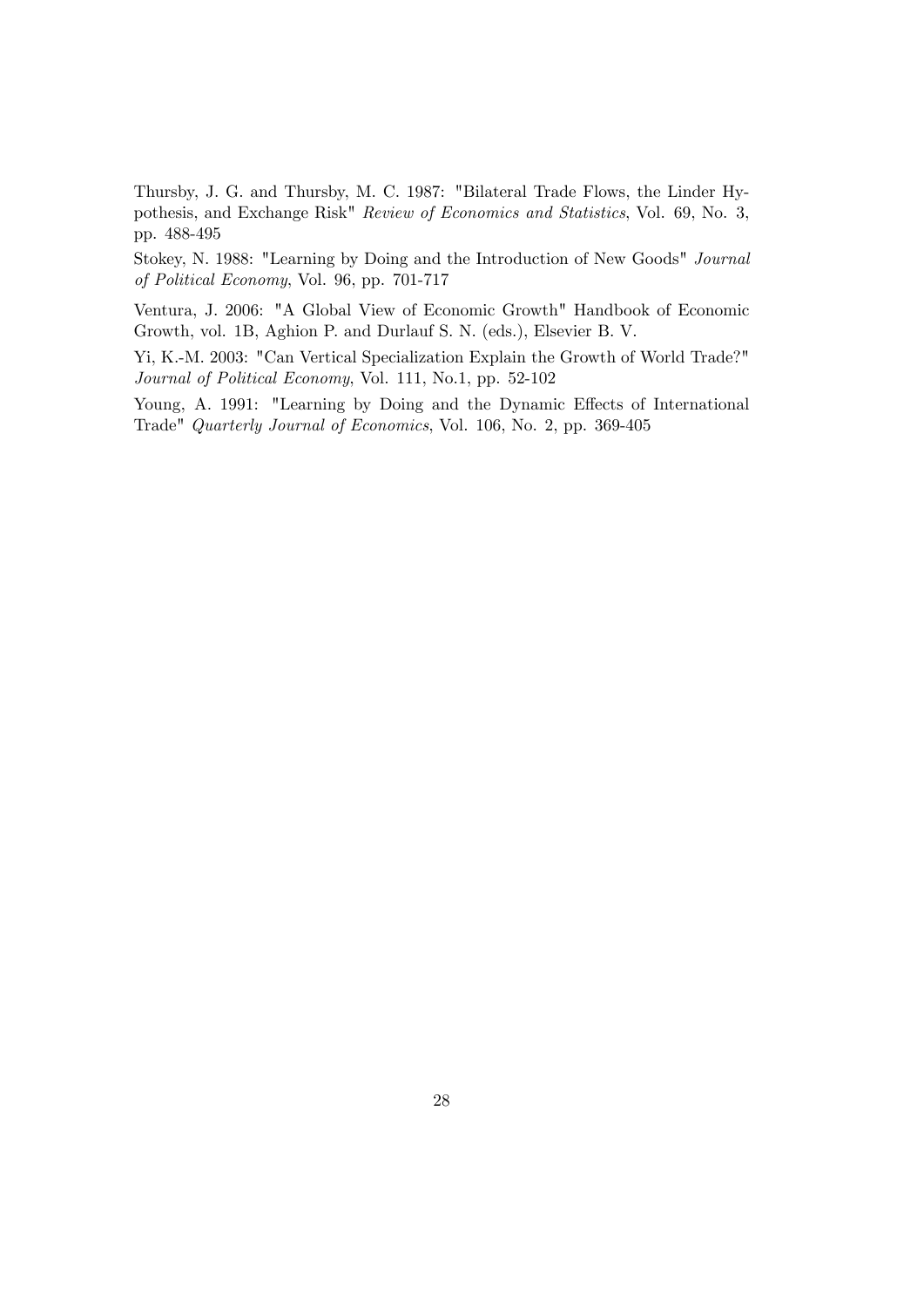Thursby, J. G. and Thursby, M. C. 1987: "Bilateral Trade Flows, the Linder Hypothesis, and Exchange Risk" *Review of Economics and Statistics*, Vol. 69, No. 3, pp. 488-495

Stokey, N. 1988: "Learning by Doing and the Introduction of New Goods" *Journal of Political Economy*, Vol. 96, pp. 701-717

Ventura, J. 2006: "A Global View of Economic Growth" Handbook of Economic Growth, vol. 1B, Aghion P. and Durlauf S. N. (eds.), Elsevier B. V.

Yi, K.-M. 2003: "Can Vertical Specialization Explain the Growth of World Trade?" *Journal of Political Economy*, Vol. 111, No.1, pp. 52-102

Young, A. 1991: "Learning by Doing and the Dynamic Effects of International Trade" *Quarterly Journal of Economics*, Vol. 106, No. 2, pp. 369-405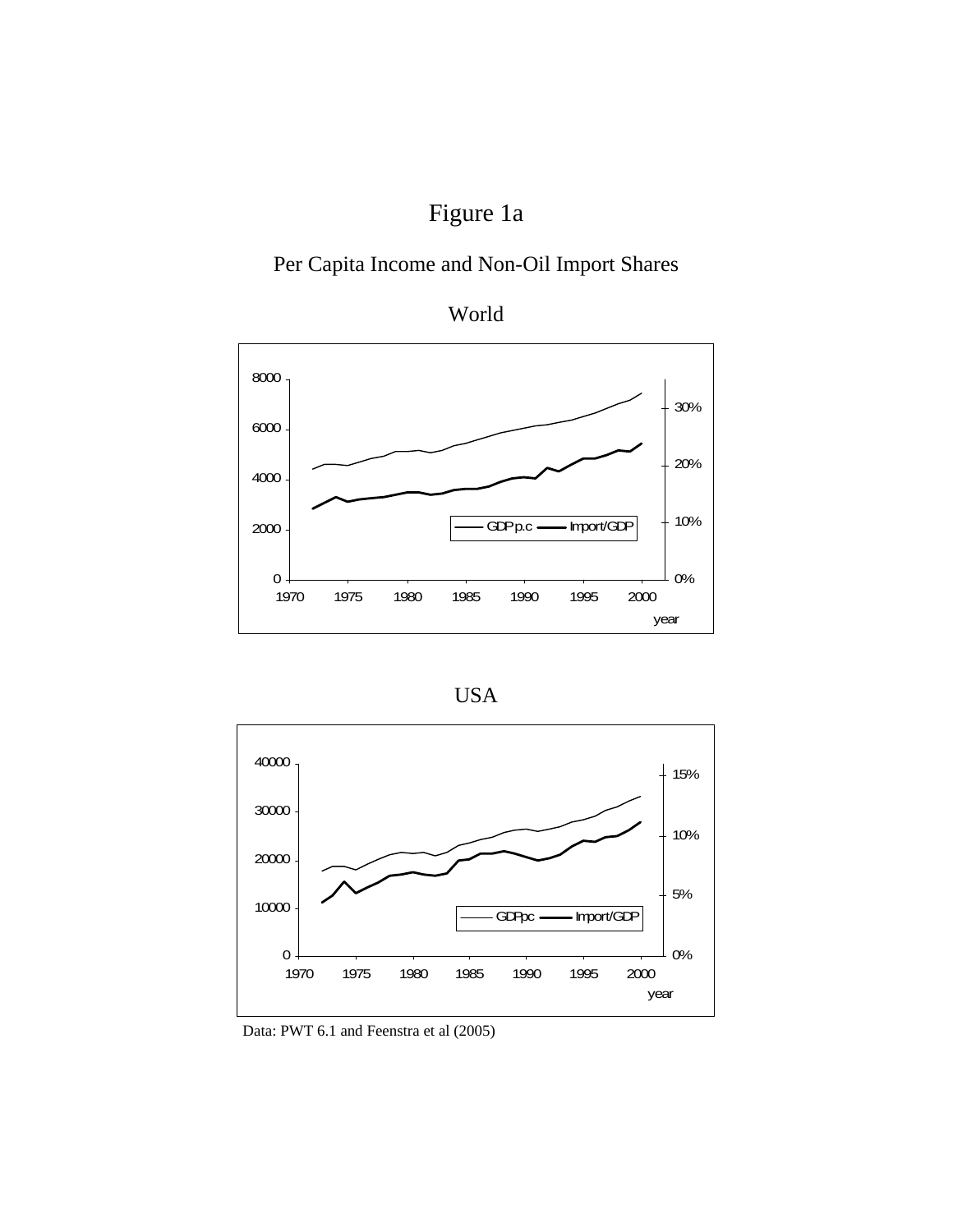# Figure 1a

## Per Capita Income and Non-Oil Import Shares

### World

### USA

Data: PWT 6.1 and Feenstra et al (2005)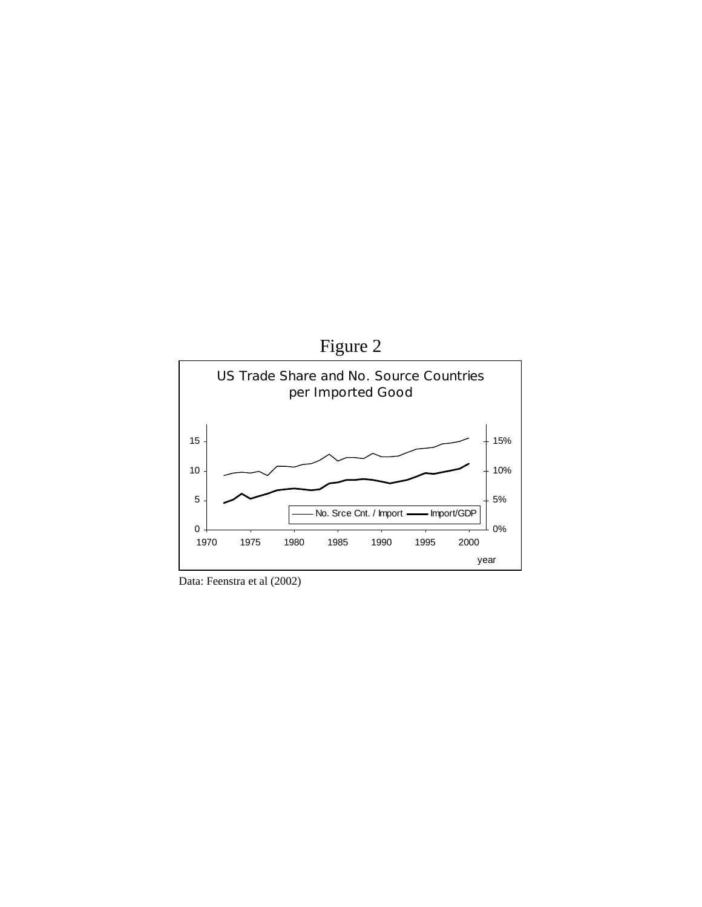# Figure 2

US Trade Share and No. Source Countries per Imported Good

Data: Feenstra et al (2002)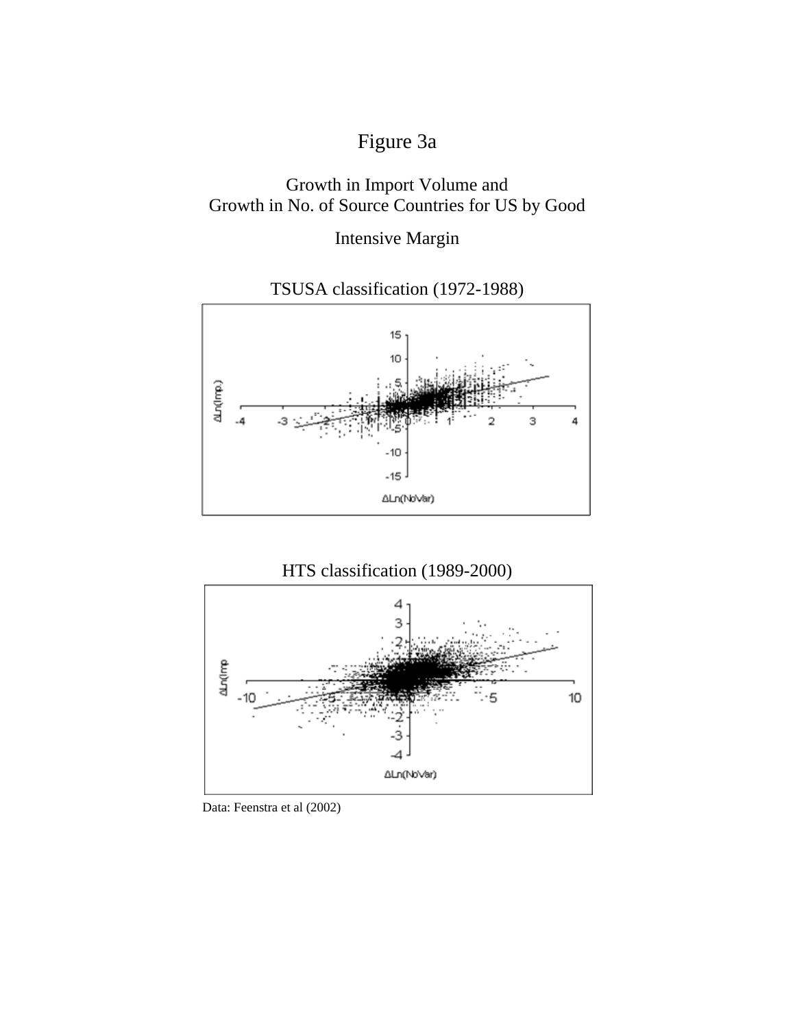# Figure 3a

Growth in Import Volume and
Growth in No. of Source Countries for US by Good

Intensive Margin

TSUSA classification (1972-1988)

HTS classification (1989-2000)

Data: Feenstra et al (2002)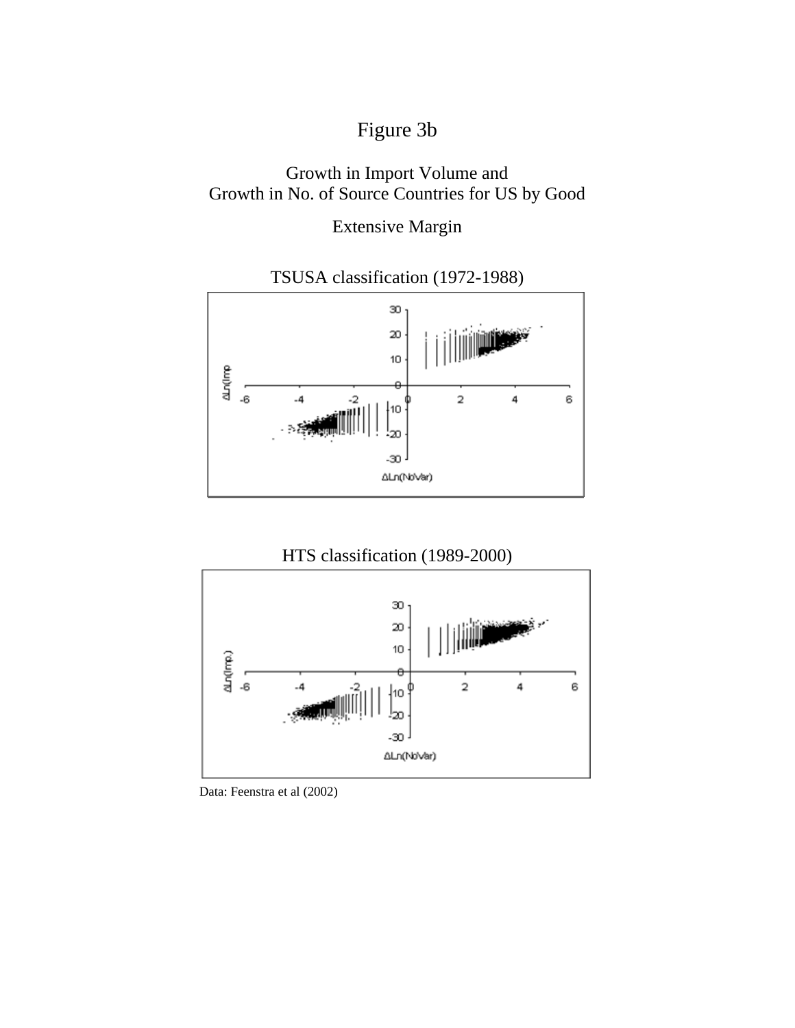# Figure 3b

Growth in Import Volume and
Growth in No. of Source Countries for US by Good

Extensive Margin

TSUSA classification (1972-1988)

HTS classification (1989-2000)

Data: Feenstra et al (2002)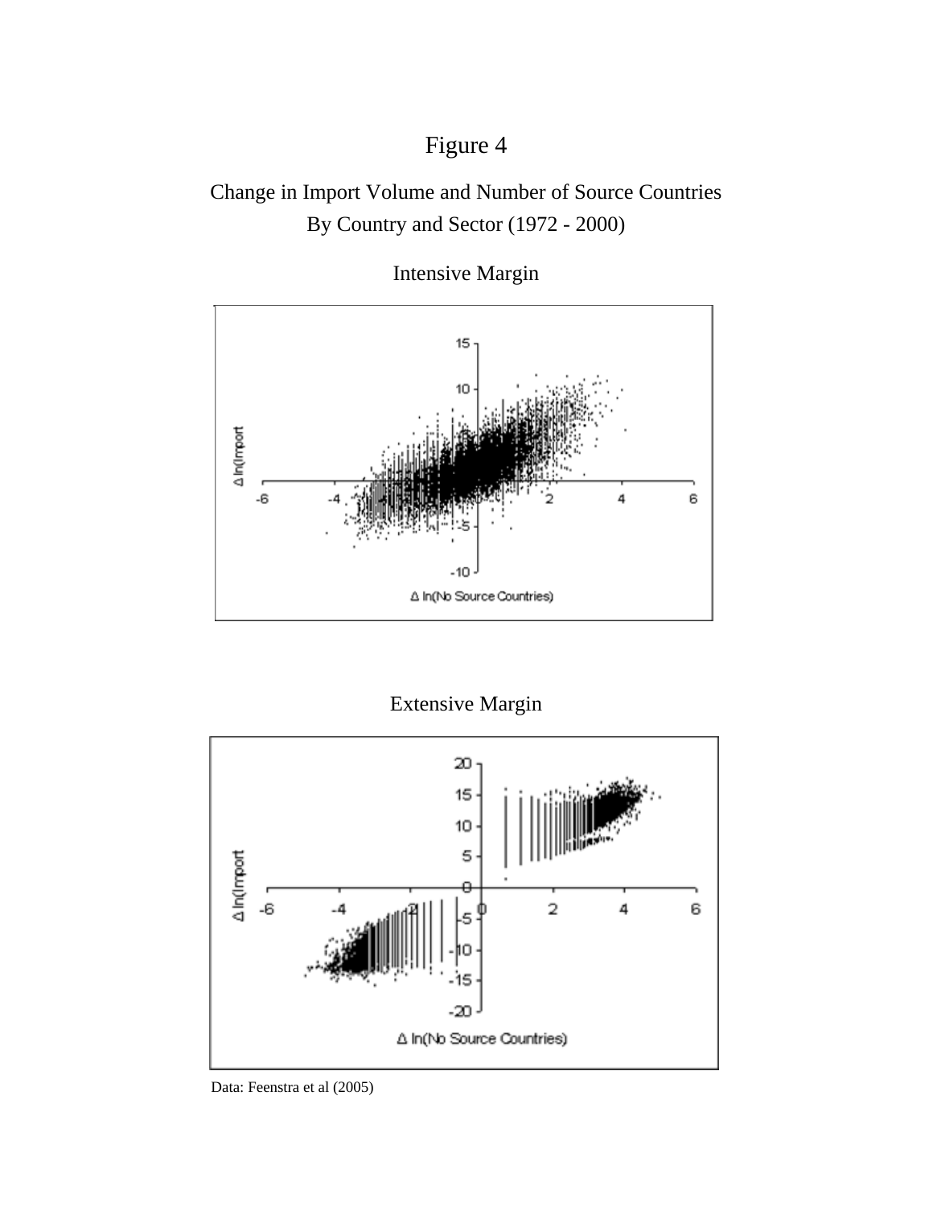# Figure 4

Change in Import Volume and Number of Source Countries
By Country and Sector (1972 - 2000)

Intensive Margin

Extensive Margin

Data: Feenstra et al (2005)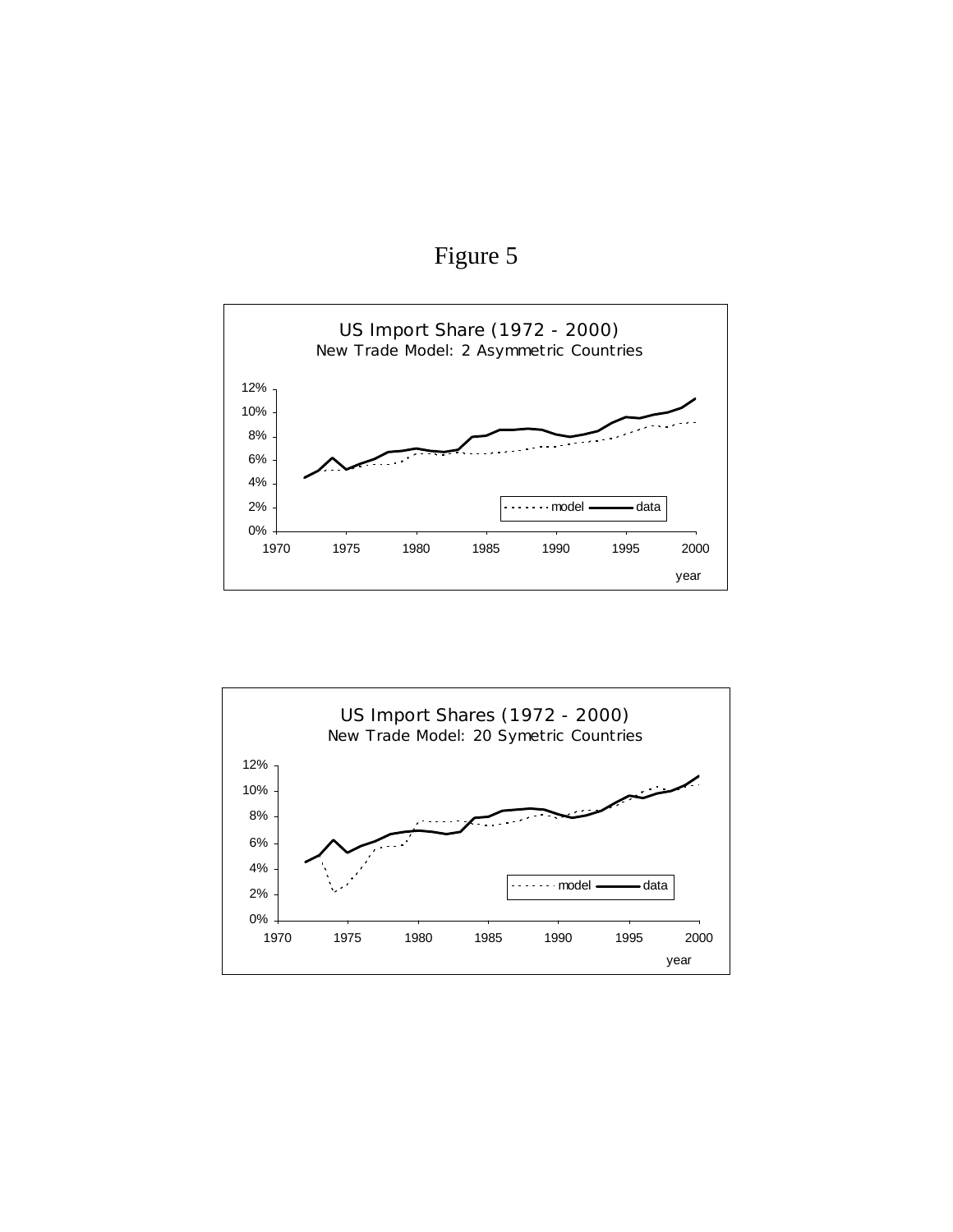# Figure 5

US Import Share (1972 - 2000)
New Trade Model: 2 Asymmetric Countries

12%
10%
8%
6%
4%
2%
0%

1970 1975 1980 1985 1990 1995 2000

year

model data

US Import Shares (1972 - 2000)
New Trade Model: 20 Symetric Countries

12%
10%
8%
6%
4%
2%
0%

1970 1975 1980 1985 1990 1995 2000

year

model data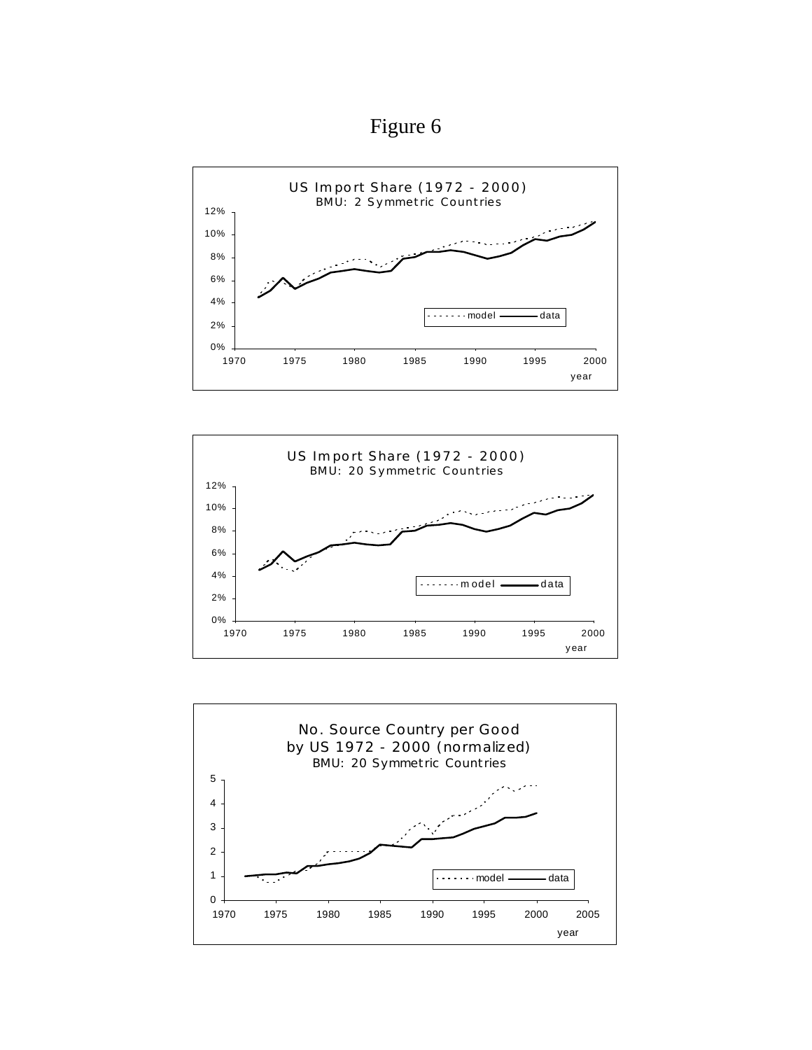# Figure 6

US Import Share (1972 - 2000)
BMU: 2 Symmetric Countries

12%
10%
8%
6%
4%
2%
0%

1970 1975 1980 1985 1990 1995 2000

year

model data

US Import Share (1972 - 2000)
BMU: 20 Symmetric Countries

12%
10%
8%
6%
4%
2%
0%

1970 1975 1980 1985 1990 1995 2000

year

model data

No. Source Country per Good
by US 1972 - 2000 (normalized)
BMU: 20 Symmetric Countries

5
4
3
2
1
0

1970 1975 1980 1985 1990 1995 2000 2005

year

model data